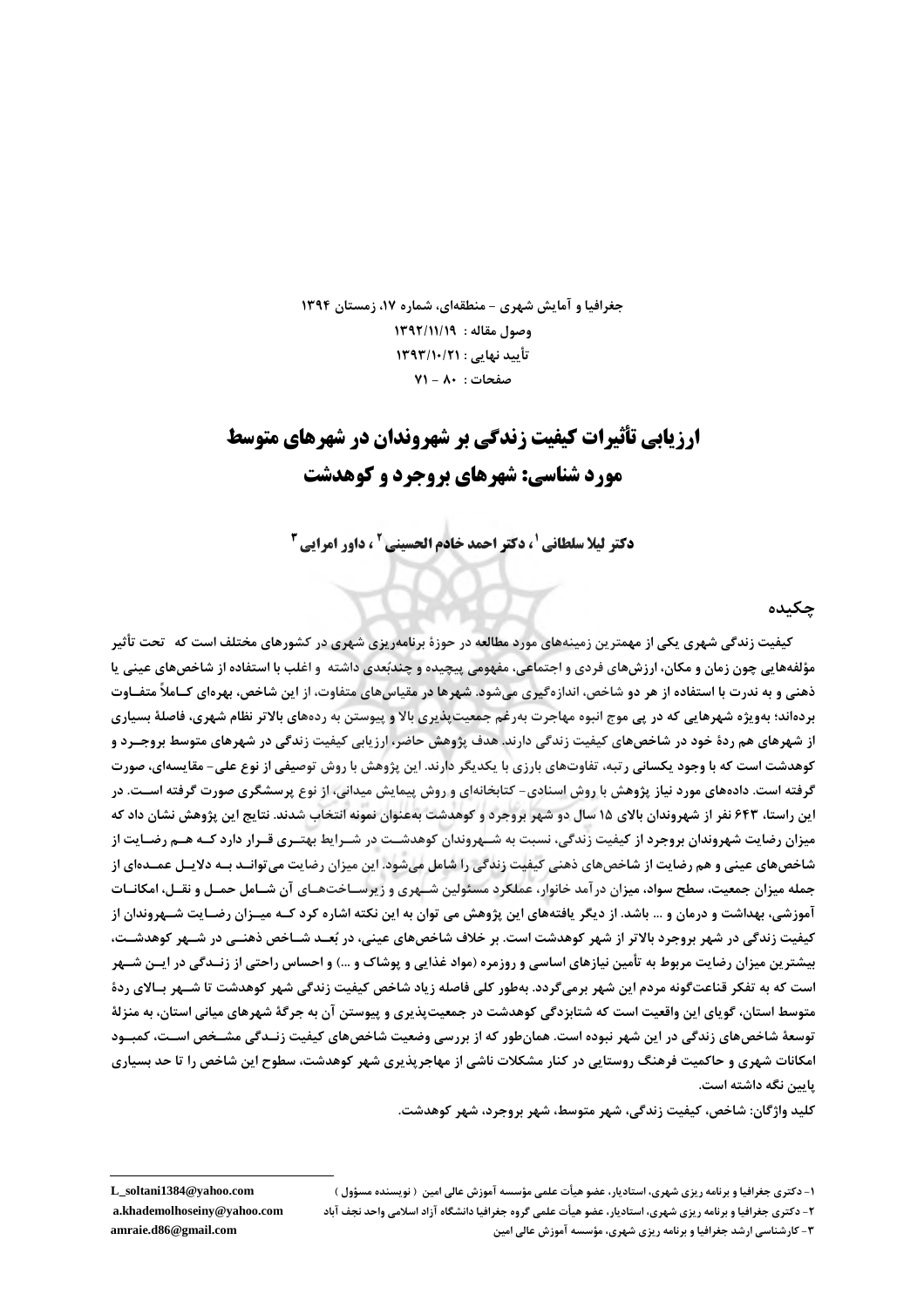جغرافیا و آمایش شهری - منطقه‌ای، شماره ۱۷، زمستان ۱۳۹۴

وصول مقاله : ۱۳۹۲/۱۱/۱۹

تأیید نهایی : ۱۳۹۳/۱۰/۲۱

صفحات : ۸۰ - ۷۱

# ارزیابی تأثیرات کیفیت زندگی بر شهروندان در شهرهای متوسط
# مورد شناسی: شهرهای بروجرد و کوهدشت

**دکتر لیلا سلطانی [۱]، دکتر احمد خادم الحسینی [۲] ، داور امرایی [۳]**

## چکیده

کیفیت زندگی شهری یکی از مهمترین زمینه‌های مورد مطالعه در حوزهٔ برنامه‌ریزی شهری در کشورهای مختلف است که تحت تأثیر مؤلفه‌هایی چون زمان و مکان، ارزش‌های فردی و اجتماعی، مفهومی پیچیده و چندبُعدی داشته و اغلب با استفاده از شاخص‌های عینی یا ذهنی و به ندرت با استفاده از هر دو شاخص، اندازه‌گیری می‌شود. شهرها در مقیاس‌های متفاوت، از این شاخص، بهره‌ای کاملاً متفاوت برده‌اند؛ بویژه شهرهایی که در پی موج انبوه مهاجرت به‌رغم جمعیت‌پذیری بالا و پیوستن به رده‌های بالاتر نظام شهری، فاصلهٔ بسیاری از شهرهای هم ردهٔ خود در شاخص‌های کیفیت زندگی دارند. هدف پژوهش حاضر، ارزیابی کیفیت زندگی در شهرهای متوسط بروجرد و کوهدشت است که با وجود یکسانی رتبه، تفاوت‌های بارزی با یکدیگر دارند. این پژوهش با روش توصیفی از نوع علی- مقایسه‌ای، صورت گرفته است. داده‌های مورد نیاز پژوهش با روش اسنادی- کتابخانه‌ای و روش پیمایش میدانی، از نوع پرسشگری صورت گرفته است. در این راستا، ۶۴۳ نفر از شهروندان بالای ۱۵ سال دو شهر بروجرد و کوهدشت به‌عنوان نمونه انتخاب شدند. نتایج این پژوهش نشان داد که میزان رضایت شهروندان بروجرد از کیفیت زندگی، نسبت به شهروندان کوهدشت در شرایط بهتری قرار دارد که هم رضایت از شاخص‌های عینی و هم رضایت از شاخص‌های ذهنی کیفیت زندگی را شامل می‌شود. این میزان رضایت می‌تواند به دلایل عمده‌ای از جمله میزان جمعیت، سطح سواد، میزان درآمد خانوار، عملکرد مسئولین شهری و زیرساخت‌های آن شامل حمل و نقل، امکانات آموزشی، بهداشت و درمان و ... باشد. از دیگر یافته‌های این پژوهش می توان به این نکته اشاره کرد که میزان رضایت شهروندان از کیفیت زندگی در شهر بروجرد بالاتر از شهر کوهدشت است. بر خلاف شاخص‌های عینی، در بُعد شاخص ذهنی در شهر کوهدشت، بیشترین میزان رضایت مربوط به تأمین نیازهای اساسی و روزمره (مواد غذایی و پوشاک و ...) و احساس راحتی از زندگی در این شهر است که به تفکر قناعت‌گونه مردم این شهر برمی‌گردد. به‌طور کلی فاصله زیاد شاخص کیفیت زندگی شهر کوهدشت تا شهر بالای ردهٔ متوسط استان، گویای این واقعیت است که شتابزدگی کوهدشت در جمعیت‌پذیری و پیوستن آن به جرگهٔ شهرهای میانی استان، به منزلهٔ توسعهٔ شاخص‌های زندگی در این شهر نبوده است. همان‌طور که از بررسی وضعیت شاخص‌های کیفیت زندگی مشخص است، کمبود امکانات شهری و حاکمیت فرهنگ روستایی در کنار مشکلات ناشی از مهاجرپذیری شهر کوهدشت، سطوح این شاخص را تا حد بسیاری پایین نگه داشته است.

**کلید واژگان:** شاخص، کیفیت زندگی، شهر متوسط، شهر بروجرد، شهر کوهدشت.

---

۱- دکتری جغرافیا و برنامه ریزی شهری، استادیار، عضو هیأت علمی مؤسسه آموزش عالی امین ( نویسنده مسؤول ) L_soltani1384@yahoo.com

۲- دکتری جغرافیا و برنامه ریزی شهری، استادیار، عضو هیأت علمی گروه جغرافیا دانشگاه آزاد اسلامی واحد نجف آباد a.khademolhoseiny@yahoo.com

۳- کارشناسی ارشد جغرافیا و برنامه ریزی شهری، مؤسسه آموزش عالی امین amraie.d86@gmail.com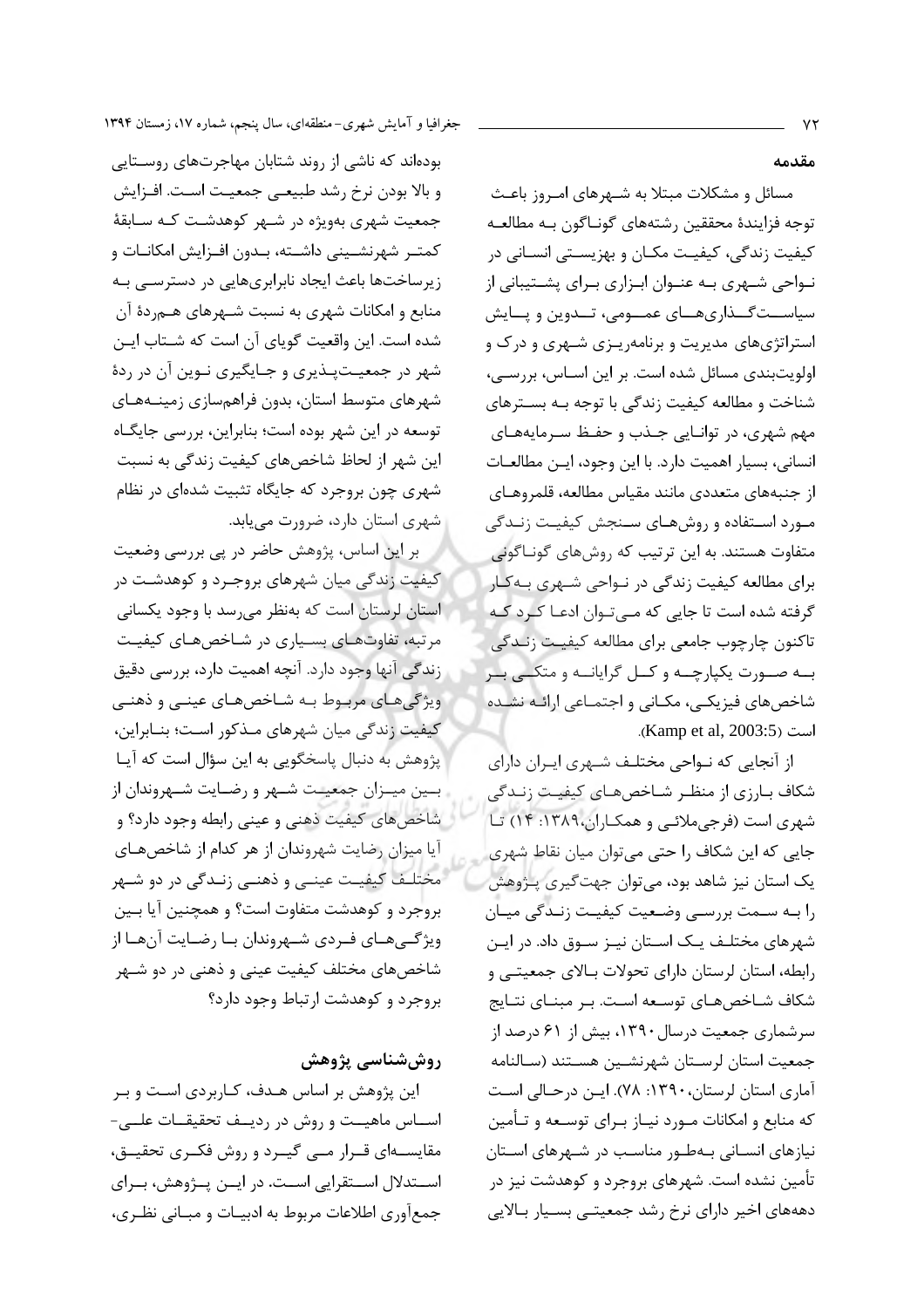## مقدمه

مسائل و مشکلات مبتلا به شهرهای امروز باعث توجه فزایندهٔ محققین رشته‌های گوناگون به مطالعه کیفیت زندگی، کیفیت مکان و بهزیستی انسانی در نواحی شهری به عنوان ابزاری برای پشتیبانی از سیاست‌گذاری‌های عمومی، تدوین و پایش استراتژی‌های مدیریت و برنامه‌ریزی شهری و درک و اولویت‌بندی مسائل شده است. بر این اساس، بررسی، شناخت و مطالعه کیفیت زندگی با توجه به بسترهای مهم شهری، در توانایی جذب و حفظ سرمایه‌های انسانی، بسیار اهمیت دارد. با این وجود، این مطالعات از جنبه‌های متعددی مانند مقیاس مطالعه، قلمروهای مورد استفاده و روش‌های سنجش کیفیت زندگی متفاوت هستند. به این ترتیب که روش‌های گوناگونی برای مطالعه کیفیت زندگی در نواحی شهری به‌کار گرفته شده است تا جایی که می‌توان ادعا کرد که تاکنون چارچوب جامعی برای مطالعه کیفیت زندگی به صورت یکپارچه و کل گرایانه و متکی بر شاخص‌های فیزیکی، مکانی و اجتماعی ارائه نشده است (Kamp et al, 2003:5).

از آنجایی که نواحی مختلف شهری ایران دارای شکاف بارزی از منظر شاخص‌های کیفیت زندگی شهری است (فرجی‌ملائی و همکاران،۱۳۸۹: ۱۴) تا جایی که این شکاف را حتی می‌توان میان نقاط شهری یک استان نیز شاهد بود، می‌توان جهت‌گیری پژوهش را به سمت بررسی وضعیت کیفیت زندگی میان شهرهای مختلف یک استان نیز سوق داد. در این رابطه، استان لرستان دارای تحولات بالای جمعیتی و شکاف شاخص‌های توسعه است. بر مبنای نتایج سرشماری جمعیت درسال ۱۳۹۰، بیش از ۶۱ درصد از جمعیت استان لرستان شهرنشین هستند (سالنامه آماری استان لرستان، ۱۳۹۰: ۷۸). این درحالی است که منابع و امکانات مورد نیاز برای توسعه و تأمین نیازهای انسانی به‌طور مناسب در شهرهای استان تأمین نشده است. شهرهای بروجرد و کوهدشت نیز در دهه‌های اخیر دارای نرخ رشد جمعیتی بسیار بالایی بوده‌اند که ناشی از روند شتابان مهاجرت‌های روستایی و بالا بودن نرخ رشد طبیعی جمعیت است. افزایش جمعیت شهری به‌ویژه در شهر کوهدشت که سابقهٔ کمتر شهرنشینی داشته، بدون افزایش امکانات و زیرساخت‌ها باعث ایجاد نابرابری‌هایی در دسترسی به منابع و امکانات شهری به نسبت شهرهای هم‌ردهٔ آن شده است. این واقعیت گویای آن است که شتاب این شهر در جمعیت‌پذیری و جایگیری نوین آن در ردهٔ شهرهای متوسط استان، بدون فراهم‌سازی زمینه‌های توسعه در این شهر بوده است؛ بنابراین، بررسی جایگاه این شهر از لحاظ شاخص‌های کیفیت زندگی به نسبت شهری چون بروجرد که جایگاه تثبیت شده‌ای در نظام شهری استان دارد، ضرورت می‌یابد.

بر این اساس، پژوهش حاضر در پی بررسی وضعیت کیفیت زندگی میان شهرهای بروجرد و کوهدشت در استان لرستان است که به‌نظر می‌رسد با وجود یکسانی مرتبه، تفاوت‌های بسیاری در شاخص‌های کیفیت زندگی آنها وجود دارد. آنچه اهمیت دارد، بررسی دقیق ویژگی‌های مربوط به شاخص‌های عینی و ذهنی کیفیت زندگی میان شهرهای مذکور است؛ بنابراین، پژوهش به دنبال پاسخگویی به این سؤال است که آیا بین میزان جمعیت شهر و رضایت شهروندان از شاخص‌های کیفیت ذهنی و عینی رابطه وجود دارد؟ و آیا میزان رضایت شهروندان از هر کدام از شاخص‌های مختلف کیفیت عینی و ذهنی زندگی در دو شهر بروجرد و کوهدشت متفاوت است؟ و همچنین آیا بین ویژگی‌های فردی شهروندان با رضایت آن‌ها از شاخص‌های مختلف کیفیت عینی و ذهنی در دو شهر بروجرد و کوهدشت ارتباط وجود دارد؟

## روش‌شناسی پژوهش

این پژوهش بر اساس هدف، کاربردی است و بر اساس ماهیت و روش در ردیف تحقیقات علی- مقایسه‌ای قرار می گیرد و روش فکری تحقیق، استدلال استقرایی است. در این پژوهش، برای جمع‌آوری اطلاعات مربوط به ادبیات و مبانی نظری،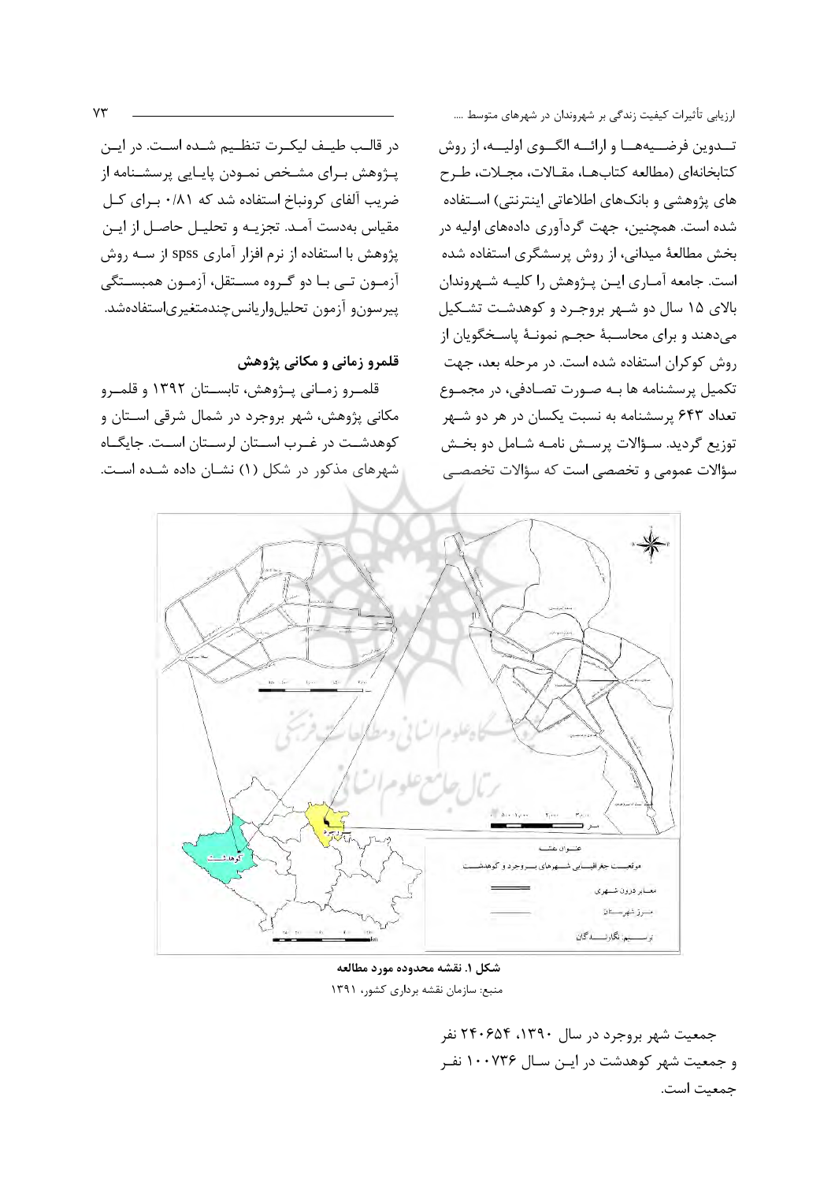تـدوین فرضـیه‌هـا و ارائـه الگـوی اولیـه، از روش کتابخانه‌ای (مطالعه کتاب‌هـا، مقـالات، مجـلات، طـرح های پژوهشی و بانک‌های اطلاعاتی اینترنتی) اسـتفاده شده است. همچنین، جهت گردآوری داده‌های اولیه در بخش مطالعۀ میدانی، از روش پرسشگری استفاده شده است. جامعه آمـاری ایـن پـژوهش را کلیـه شـهروندان بالای ۱۵ سال دو شـهر بروجـرد و کوهدشـت تشـکیل می‌دهند و برای محاسـبۀ حجـم نمونـۀ پاسـخگویان از روش کوکران استفاده شده است. در مرحله بعد، جهت تکمیل پرسشنامه ها بـه صـورت تصـادفی، در مجمـوع تعداد ۶۴۳ پرسشنامه به نسبت یکسان در هر دو شـهر توزیع گردید. سـؤالات پرسـش نامـه شـامل دو بخـش سؤالات عمومی و تخصصی است که سؤالات تخصصـی در قالـب طیـف لیکـرت تنظـیم شـده اسـت. در ایـن پـژوهش بـرای مشـخص نمـودن پایـایی پرسشـنامه از ضریب آلفای کرونباخ استفاده شد که ۰/۸۱ بـرای کـل مقیاس به‌دست آمـد. تجزیـه و تحلیـل حاصـل از ایـن پژوهش با استفاده از نرم افزار آماری spss از سـه روش آزمـون تـی بـا دو گـروه مسـتقل، آزمـون همبسـتگی پیرسون‌و آزمون تحلیل‌واریانس‌چندمتغیری‌استفاده‌شد.

### قلمرو زمانی و مکانی پژوهش

قلمـرو زمـانی پـژوهش، تابسـتان ۱۳۹۲ و قلمـرو مکانی پژوهش، شهر بروجرد در شمال شرقی اسـتان و کوهدشـت در غـرب اسـتان لرسـتان اسـت. جایگـاه شهرهای مذکور در شکل (۱) نشـان داده شـده اسـت.

**شکل ۱. نقشه محدوده مورد مطالعه**

منبع: سازمان نقشه برداری کشور، ۱۳۹۱

جمعیت شهر بروجرد در سال ۱۳۹۰، ۲۴۰۶۵۴ نفر و جمعیت شهر کوهدشت در ایـن سـال ۱۰۰۷۳۶ نفـر جمعیت است.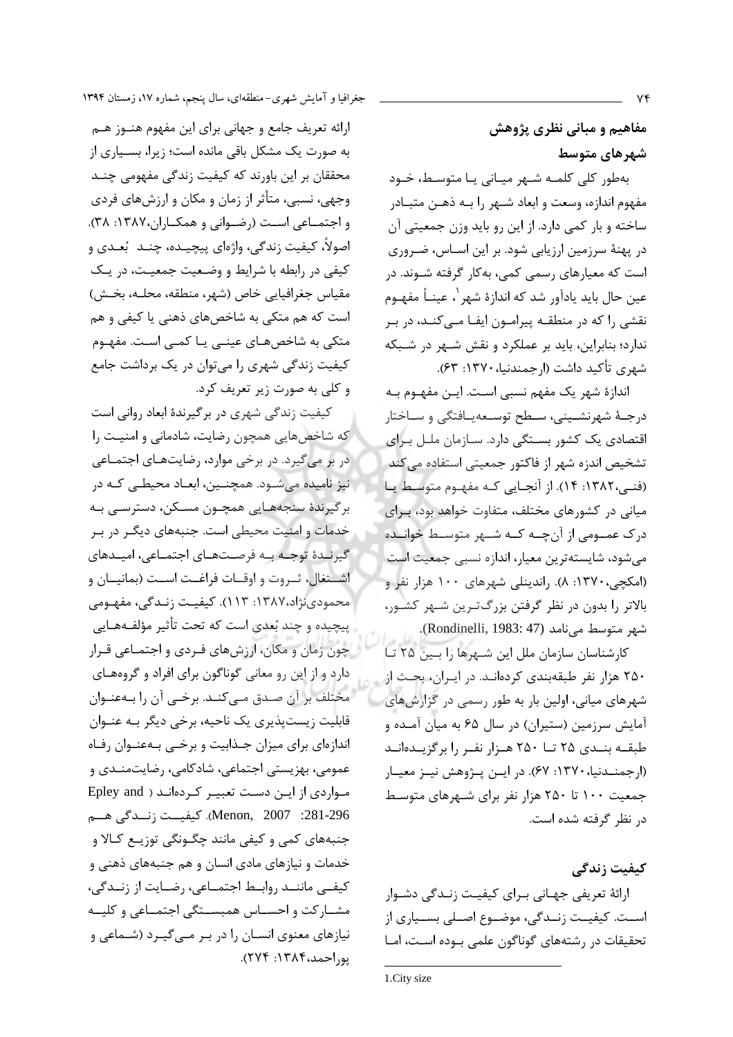## مفاهیم و مبانی نظری پژوهش

### شهرهای متوسط

به‌طور کلی کلمه شهر میانی یا متوسط، خود مفهوم اندازه، وسعت و ابعاد شهر را به ذهن متبادر ساخته و بار کمی دارد. از این رو باید وزن جمعیتی آن در پهنهٔ سرزمین ارزیابی شود. بر این اساس، ضروری است که معیارهای رسمی کمی، به‌کار گرفته شوند. در عین حال باید یادآور شد که اندازهٔ شهر[1]، عیناً مفهوم نقشی را که در منطقه پیرامون ایفا می‌کند، در بر ندارد؛ بنابراین، باید بر عملکرد و نقش شهر در شبکه شهری تأکید داشت (ارجمندنیا،۱۳۷۰: ۶۳).

اندازهٔ شهر یک مفهم نسبی است. این مفهوم به درجهٔ شهرنشینی، سطح توسعه‌یافتگی و ساختار اقتصادی یک کشور بستگی دارد. سازمان ملل برای تشخیص اندزه شهر از فاکتور جمعیتی استفاده می‌کند (فنی،۱۳۸۲: ۱۴). از آنجایی که مفهوم متوسط یا میانی در کشورهای مختلف، متفاوت خواهد بود، برای درک عمومی از آنچه که شهر متوسط خوانده می‌شود، شایسته‌ترین معیار، اندازه نسبی جمعیت است (امکچی،۱۳۷۰: ۸). راندینلی شهرهای ۱۰۰ هزار نفر و بالاتر را بدون در نظر گرفتن بزرگ‌ترین شهر کشور، شهر متوسط می‌نامد (Rondinelli, 1983: 47).

کارشناسان سازمان ملل این شهرها را بین ۲۵ تا ۲۵۰ هزار نفر طبقه‌بندی کرده‌اند. در ایران، بحث از شهرهای میانی، اولین بار به طور رسمی در گزارش‌های آمایش سرزمین (ستیران) در سال ۶۵ به میان آمده و طبقه بندی ۲۵ تا ۲۵۰ هزار نفر را برگزیده‌اند (ارجمندنیا،۱۳۷۰: ۶۷). در این پژوهش نیز معیار جمعیت ۱۰۰ تا ۲۵۰ هزار نفر برای شهرهای متوسط در نظر گرفته شده است.

### کیفیت زندگی

ارائهٔ تعریفی جهانی برای کیفیت زندگی دشوار است. کیفیت زندگی، موضوع اصلی بسیاری از تحقیقات در رشته‌های گوناگون علمی بوده است، اما ارائه تعریف جامع و جهانی برای این مفهوم هنوز هم به صورت یک مشکل باقی مانده است؛ زیرا، بسیاری از محققان بر این باورند که کیفیت زندگی مفهومی چند وجهی، نسبی، متأثر از زمان و مکان و ارزش‌های فردی و اجتماعی است (رضوانی و همکاران،۱۳۸۷: ۳۸). اصولاً، کیفیت زندگی، واژه‌ای پیچیده، چند بُعدی و کیفی در رابطه با شرایط و وضعیت جمعیت، در یک مقیاس جغرافیایی خاص (شهر، منطقه، محله، بخش) است که هم متکی به شاخص‌های ذهنی یا کیفی و هم متکی به شاخص‌های عینی یا کمی است. مفهوم کیفیت زندگی شهری را می‌توان در یک برداشت جامع و کلی به صورت زیر تعریف کرد.

کیفیت زندگی شهری در برگیرندهٔ ابعاد روانی است که شاخص‌هایی همچون رضایت، شادمانی و امنیت را در بر می‌گیرد. در برخی موارد، رضایت‌های اجتماعی نیز نامیده می‌شود. همچنین، ابعاد محیطی که در برگیرندهٔ سنجه‌هایی همچون مسکن، دسترسی به خدمات و امنیت محیطی است. جنبه‌های دیگر در بر گیرندهٔ توجه به فرصت‌های اجتماعی، امیدهای اشتغال، ثروت و اوقات فراغت است (بمانیان و محمودی‌نژاد،۱۳۸۷: ۱۱۳). کیفیت زندگی، مفهومی پیچیده و چند بُعدی است که تحت تأثیر مؤلفه‌هایی چون زمان و مکان، ارزش‌های فردی و اجتماعی قرار دارد و از این رو معانی گوناگون برای افراد و گروه‌های مختلف بر آن صدق می‌کند. برخی آن را به‌عنوان قابلیت زیست‌پذیری یک ناحیه، برخی دیگر به عنوان اندازه‌ای برای میزان جذابیت و برخی به‌عنوان رفاه عمومی، بهزیستی اجتماعی، شادکامی، رضایتمندی و مواردی از این دست تعبیر کرده‌اند (Epley and Menon, 2007: 281-296). کیفیت زندگی هم جنبه‌های کمی و کیفی مانند چگونگی توزیع کالا و خدمات و نیازهای مادی انسان و هم جنبه‌های ذهنی و کیفی مانند روابط اجتماعی، رضایت از زندگی، مشارکت و احساس همبستگی اجتماعی و کلیه نیازهای معنوی انسان را در بر می‌گیرد (شماعی و پوراحمد،۱۳۸۴: ۲۷۴).

---

1.City size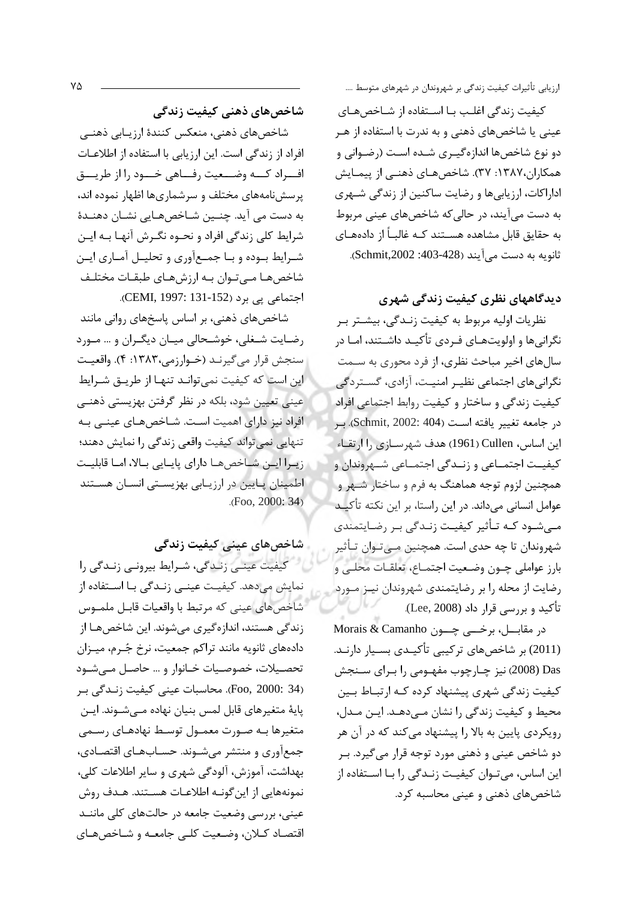کیفیت زندگی اغلب با استفاده از شاخص‌های عینی یا شاخص‌های ذهنی و به ندرت با استفاده از هر دو نوع شاخص‌ها اندازه‌گیری شده است (رضوانی و همکاران،۱۳۸۷: ۳۷). شاخص‌های ذهنی از پیمایش ادارکات، ارزیابی‌ها و رضایت ساکنین از زندگی شهری به دست می‌آیند، در حالی‌که شاخص‌های عینی مربوط به حقایق قابل مشاهده هستند که غالباً از داده‌های ثانویه به دست می‌آیند (Schmit,2002 :403-428).

## دیدگاههای نظری کیفیت زندگی شهری

نظریات اولیه مربوط به کیفیت زندگی، بیشتر بر نگرانی‌ها و اولویت‌های فردی تأکید داشتند، اما در سال‌های اخیر مباحث نظری، از فرد محوری به سمت نگرانی‌های اجتماعی نظیر امنیت، آزادی، گستردگی کیفیت زندگی و ساختار و کیفیت روابط اجتماعی افراد در جامعه تغییر یافته است (Schmit, 2002: 404). بر این اساس، Cullen (1961) هدف شهرسازی را ارتقاء کیفیت اجتماعی و زندگی اجتماعی شهروندان و همچنین لزوم توجه هماهنگ به فرم و ساختار شهر و عوامل انسانی می‌داند. در این راستا، بر این نکته تأکید می‌شود که تأثیر کیفیت زندگی بر رضایتمندی شهروندان تا چه حدی است. همچنین می‌توان تأثیر بارز عواملی چون وضعیت اجتماع، تعلقات محلی و رضایت از محله را بر رضایتمندی شهروندان نیز مورد تأکید و بررسی قرار داد (Lee, 2008).

در مقابل، برخی چون Morais & Camanho (2011) بر شاخص‌های ترکیبی تأکید بسیار دارند. Das (2008) نیز چارچوب مفهومی را برای سنجش کیفیت زندگی شهری پیشنهاد کرده که ارتباط بین محیط و کیفیت زندگی را نشان می‌دهد. این مدل، رویکردی پایین به بالا را پیشنهاد می‌کند که در آن هر دو شاخص عینی و ذهنی مورد توجه قرار می‌گیرد. بر این اساس، می‌توان کیفیت زندگی را با استفاده از شاخص‌های ذهنی و عینی محاسبه کرد.

## شاخص‌های ذهنی کیفیت زندگی

شاخص‌های ذهنی، منعکس کنندهٔ ارزیابی ذهنی افراد از زندگی است. این ارزیابی با استفاده از اطلاعات افراد که وضعیت رفاهی خود را از طریق پرسش‌نامه‌های مختلف و سرشماری‌ها اظهار نموده اند، به دست می آید. چنین شاخص‌هایی نشان دهندهٔ شرایط کلی زندگی افراد و نحوه نگرش آنها به این شرایط بوده و با جمع‌آوری و تحلیل آماری این شاخص‌ها می‌توان به ارزش‌های طبقات مختلف اجتماعی پی برد (CEMI, 1997: 131-152).

شاخص‌های ذهنی، بر اساس پاسخ‌های روانی مانند رضایت شغلی، خوشحالی میان دیگران و ... مورد سنجش قرار می‌گیرند (خوارزمی،۱۳۸۳: ۴). واقعیت این است که کیفیت نمی‌تواند تنها از طریق شرایط عینی تعیین شود، بلکه در نظر گرفتن بهزیستی ذهنی افراد نیز دارای اهمیت است. شاخص‌های عینی به تنهایی نمی‌تواند کیفیت واقعی زندگی را نمایش دهند؛ زیرا این شاخص‌ها دارای پایایی بالا، اما قابلیت اطمینان پایین در ارزیابی بهزیستی انسان هستند (Foo, 2000: 34).

## شاخص‌های عینی کیفیت زندگی

کیفیت عینی زندگی، شرایط بیرونی زندگی را نمایش می‌دهد. کیفیت عینی زندگی با استفاده از شاخص‌های عینی که مرتبط با واقعیات قابل ملموس زندگی هستند، اندازه‌گیری می‌شوند. این شاخص‌ها از داده‌های ثانویه مانند تراکم جمعیت، نرخ جُرم، میزان تحصیلات، خصوصیات خانوار و ... حاصل می‌شود (Foo, 2000: 34). محاسبات عینی کیفیت زندگی بر پایهٔ متغیرهای قابل لمس بنیان نهاده می‌شوند. این متغیرها به صورت معمول توسط نهادهای رسمی جمع‌آوری و منتشر می‌شوند. حساب‌های اقتصادی، بهداشت، آموزش، آلودگی شهری و سایر اطلاعات کلی، نمونه‌هایی از این‌گونه اطلاعات هستند. هدف روش عینی، بررسی وضعیت جامعه در حالت‌های کلی مانند اقتصاد کلان، وضعیت کلی جامعه و شاخص‌های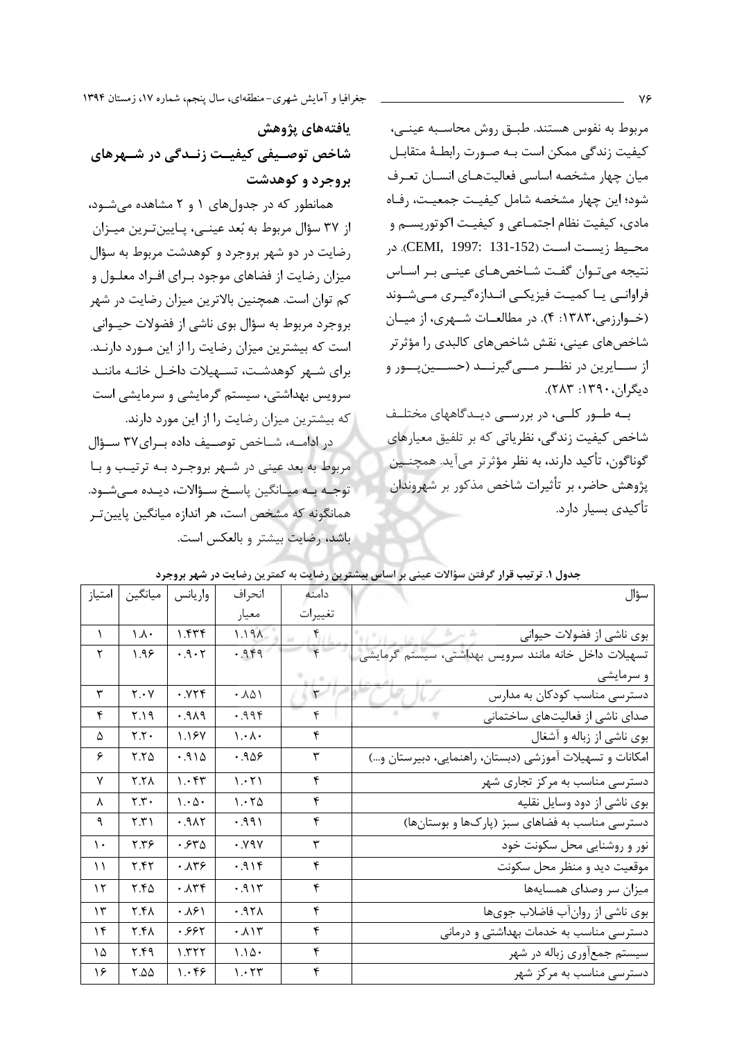مربوط به نفوس هستند. طبق روش محاسبه عینی، کیفیت زندگی ممکن است به صورت رابطهٔ متقابل میان چهار مشخصه اساسی فعالیت‌های انسان تعرف شود؛ این چهار مشخصه شامل کیفیت جمعیت، رفاه مادی، کیفیت نظام اجتماعی و کیفیت اکوتوریسم و محیط زیست است (CEMI, 1997: 131-152). در نتیجه می‌توان گفت شاخص‌های عینی بر اساس فراوانی یا کمیت فیزیکی اندازه‌گیری می‌شوند (خوارزمی،۱۳۸۳: ۴). در مطالعات شهری، از میان شاخص‌های عینی، نقش شاخص‌های کالبدی را مؤثرتر از سایرین در نظر می‌گیرند (حسین‌پور و دیگران،۱۳۹۰: ۲۸۳).

به طور کلی، در بررسی دیدگاههای مختلف شاخص کیفیت زندگی، نظریاتی که بر تلفیق معیارهای گوناگون، تأکید دارند، به نظر مؤثرتر می‌آید. همچنین پژوهش حاضر، بر تأثیرات شاخص مذکور بر شهروندان تأکیدی بسیار دارد.

## یافته‌های پژوهش

### شاخص توصیفی کیفیت زندگی در شهرهای بروجرد و کوهدشت

همانطور که در جدول‌های ۱ و ۲ مشاهده می‌شود، از ۳۷ سؤال مربوط به بُعد عینی، پایین‌ترین میزان رضایت در دو شهر بروجرد و کوهدشت مربوط به سؤال میزان رضایت از فضاهای موجود برای افراد معلول و کم توان است. همچنین بالاترین میزان رضایت در شهر بروجرد مربوط به سؤال بوی ناشی از فضولات حیوانی است که بیشترین میزان رضایت را از این مورد دارند. برای شهر کوهدشت، تسهیلات داخل خانه مانند سرویس بهداشتی، سیستم گرمایشی و سرمایشی است که بیشترین میزان رضایت را از این مورد دارند.

در ادامه، شاخص توصیف داده برای۳۷ سؤال مربوط به بعد عینی در شهر بروجرد به ترتیب و با توجه به میانگین پاسخ سؤالات، دیده می‌شود. همانگونه که مشخص است، هر اندازه میانگین پایین‌تر باشد، رضایت بیشتر و بالعکس است.

**جدول ۱. ترتیب قرار گرفتن سؤالات عینی بر اساس بیشترین رضایت به کمترین رضایت در شهر بروجرد**

| سؤال | دامنه تغییرات | انحراف معیار | واریانس | میانگین | امتیاز |
|---|---|---|---|---|---|
| بوی ناشی از فضولات حیوانی | ۴ | ۱.۱۹۸ | ۱.۴۳۴ | ۱.۸۰ | ۱ |
| تسهیلات داخل خانه مانند سرویس بهداشتی، سیستم گرمایشی و سرمایشی | ۴ | ۰.۹۴۹ | ۰.۹۰۲ | ۱.۹۶ | ۲ |
| دسترسی مناسب کودکان به مدارس | ۳ | ۰.۸۵۱ | ۰.۷۲۴ | ۲.۰۷ | ۳ |
| صدای ناشی از فعالیت‌های ساختمانی | ۴ | ۰.۹۹۴ | ۰.۹۸۹ | ۲.۱۹ | ۴ |
| بوی ناشی از زباله و آشغال | ۴ | ۱.۰۸۰ | ۱.۱۶۷ | ۲.۲۰ | ۵ |
| امکانات و تسهیلات آموزشی (دبستان، راهنمایی، دبیرستان و...) | ۳ | ۰.۹۵۶ | ۰.۹۱۵ | ۲.۲۵ | ۶ |
| دسترسی مناسب به مرکز تجاری شهر | ۴ | ۱.۰۲۱ | ۱.۰۴۳ | ۲.۲۸ | ۷ |
| بوی ناشی از دود وسایل نقلیه | ۴ | ۱.۰۲۵ | ۱.۰۵۰ | ۲.۳۰ | ۸ |
| دسترسی مناسب به فضاهای سبز (پارک‌ها و بوستان‌ها) | ۴ | ۰.۹۹۱ | ۰.۹۸۲ | ۲.۳۱ | ۹ |
| نور و روشنایی محل سکونت خود | ۳ | ۰.۷۹۷ | ۰.۶۳۵ | ۲.۳۶ | ۱۰ |
| موقعیت دید و منظر محل سکونت | ۴ | ۰.۹۱۴ | ۰.۸۳۶ | ۲.۴۲ | ۱۱ |
| میزان سر وصدای همسایه‌ها | ۴ | ۰.۹۱۳ | ۰.۸۳۴ | ۲.۴۵ | ۱۲ |
| بوی ناشی از روان‌آب فاضلاب جوی‌ها | ۴ | ۰.۹۲۸ | ۰.۸۶۱ | ۲.۴۸ | ۱۳ |
| دسترسی مناسب به خدمات بهداشتی و درمانی | ۴ | ۰.۸۱۳ | ۰.۶۶۲ | ۲.۴۸ | ۱۴ |
| سیستم جمع‌آوری زباله در شهر | ۴ | ۱.۱۵۰ | ۱.۳۲۲ | ۲.۴۹ | ۱۵ |
| دسترسی مناسب به مرکز شهر | ۴ | ۱.۰۲۳ | ۱.۰۴۶ | ۲.۵۵ | ۱۶ |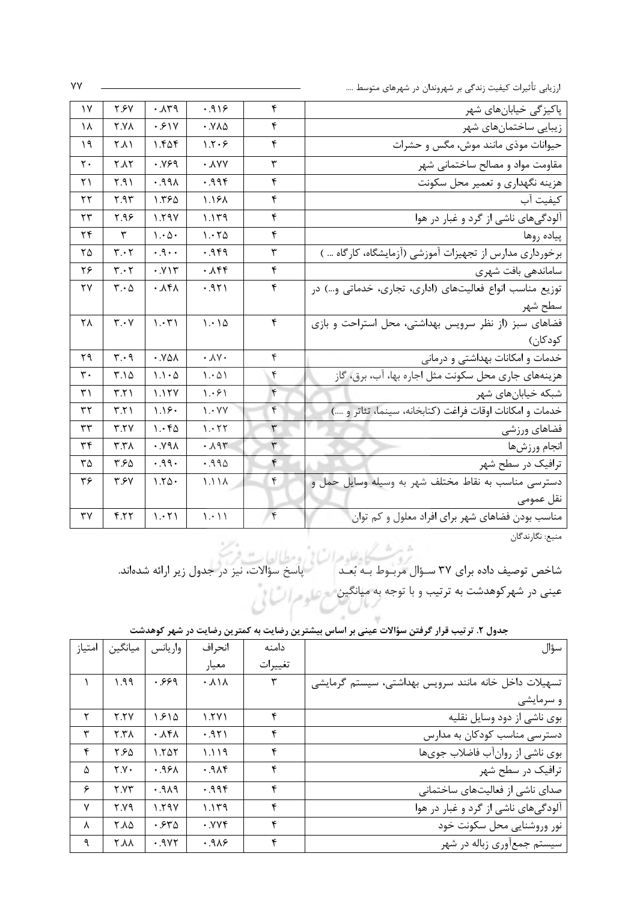| ۱۷ | ۲.۶۷ | ۰.۸۳۹ | ۰.۹۱۶ | ۴ | پاکیزگی خیابان‌های شهر |
|---|---|---|---|---|---|
| ۱۸ | ۲.۷۸ | ۰.۶۱۷ | ۰.۷۸۵ | ۴ | زیبایی ساختمان‌های شهر |
| ۱۹ | ۲.۸۱ | ۱.۴۵۴ | ۱.۲۰۶ | ۴ | حیوانات موذی مانند موش، مگس و حشرات |
| ۲۰ | ۲.۸۲ | ۰.۷۶۹ | ۰.۸۷۷ | ۳ | مقاومت مواد و مصالح ساختمانی شهر |
| ۲۱ | ۲.۹۱ | ۰.۹۹۸ | ۰.۹۹۴ | ۴ | هزینه نگهداری و تعمیر محل سکونت |
| ۲۲ | ۲.۹۳ | ۱.۳۶۵ | ۱.۱۶۸ | ۴ | کیفیت آب |
| ۲۳ | ۲.۹۶ | ۱.۲۹۷ | ۱.۱۳۹ | ۴ | آلودگی‌های ناشی از گرد و غبار در هوا |
| ۲۴ | ۳ | ۱.۰۵۰ | ۱.۰۲۵ | ۴ | پیاده روها |
| ۲۵ | ۳.۰۲ | ۰.۹۰۰ | ۰.۹۴۹ | ۳ | برخورداری مدارس از تجهیزات آموزشی (آزمایشگاه، کارگاه ... ) |
| ۲۶ | ۳.۰۲ | ۰.۷۱۳ | ۰.۸۴۴ | ۴ | ساماندهی بافت شهری |
| ۲۷ | ۳.۰۵ | ۰.۸۴۸ | ۰.۹۲۱ | ۴ | توزیع مناسب انواع فعالیت‌های (اداری، تجاری، خدماتی و...) در سطح شهر |
| ۲۸ | ۳.۰۷ | ۱.۰۳۱ | ۱.۰۱۵ | ۴ | فضاهای سبز (از نظر سرویس بهداشتی، محل استراحت و بازی کودکان) |
| ۲۹ | ۳.۰۹ | ۰.۷۵۸ | ۰.۸۷۰ | ۴ | خدمات و امکانات بهداشتی و درمانی |
| ۳۰ | ۳.۱۵ | ۱.۱۰۵ | ۱.۰۵۱ | ۴ | هزینه‌های جاری محل سکونت مثل اجاره بها، آب، برق، گاز |
| ۳۱ | ۳.۲۱ | ۱.۱۲۷ | ۱.۰۶۱ | ۴ | شبکه خیابان‌های شهر |
| ۳۲ | ۳.۲۱ | ۱.۱۶۰ | ۱.۰۷۷ | ۴ | خدمات و امکانات اوقات فراغت (کتابخانه، سینما، تئاتر و ....) |
| ۳۳ | ۳.۲۷ | ۱.۰۴۵ | ۱.۰۲۲ | ۳ | فضاهای ورزشی |
| ۳۴ | ۳.۳۸ | ۰.۷۹۸ | ۰.۸۹۳ | ۳ | انجام ورزش‌ها |
| ۳۵ | ۳.۶۵ | ۰.۹۹۰ | ۰.۹۹۵ | ۴ | ترافیک در سطح شهر |
| ۳۶ | ۳.۶۷ | ۱.۲۵۰ | ۱.۱۱۸ | ۴ | دسترسی مناسب به نقاط مختلف شهر به وسیله وسایل حمل و نقل عمومی |
| ۳۷ | ۴.۲۲ | ۱.۰۲۱ | ۱.۰۱۱ | ۴ | مناسب بودن فضاهای شهر برای افراد معلول و کم توان |

منبع: نگارندگان

شاخص توصیف داده برای ۳۷ سـؤال مربـوط بـه بُعـد عینی در شهرکوهدشت به ترتیب و با توجه به میانگین پاسخ سؤالات، نیز در جدول زیر ارائه شده‌اند.

**جدول ۲. ترتیب قرار گرفتن سؤالات عینی بر اساس بیشترین رضایت به کمترین رضایت در شهر کوهدشت**

| امتیاز | میانگین | واریانس | انحراف معیار | دامنه تغییرات | سؤال |
|---|---|---|---|---|---|
| ۱ | ۱.۹۹ | ۰.۶۶۹ | ۰.۸۱۸ | ۳ | تسهیلات داخل خانه مانند سرویس بهداشتی، سیستم گرمایشی و سرمایشی |
| ۲ | ۲.۲۷ | ۱.۶۱۵ | ۱.۲۷۱ | ۴ | بوی ناشی از دود وسایل نقلیه |
| ۳ | ۲.۳۸ | ۰.۸۴۸ | ۰.۹۲۱ | ۴ | دسترسی مناسب کودکان به مدارس |
| ۴ | ۲.۶۵ | ۱.۲۵۲ | ۱.۱۱۹ | ۴ | بوی ناشی از روان‌آب فاضلاب جوی‌ها |
| ۵ | ۲.۷۰ | ۰.۹۶۸ | ۰.۹۸۴ | ۴ | ترافیک در سطح شهر |
| ۶ | ۲.۷۳ | ۰.۹۸۹ | ۰.۹۹۴ | ۴ | صدای ناشی از فعالیت‌های ساختمانی |
| ۷ | ۲.۷۹ | ۱.۲۹۷ | ۱.۱۳۹ | ۴ | آلودگی‌های ناشی از گرد و غبار در هوا |
| ۸ | ۲.۸۵ | ۰.۶۳۵ | ۰.۷۷۴ | ۴ | نور وروشنایی محل سکونت خود |
| ۹ | ۲.۸۸ | ۰.۹۷۲ | ۰.۹۸۶ | ۴ | سیستم جمع‌آوری زباله در شهر |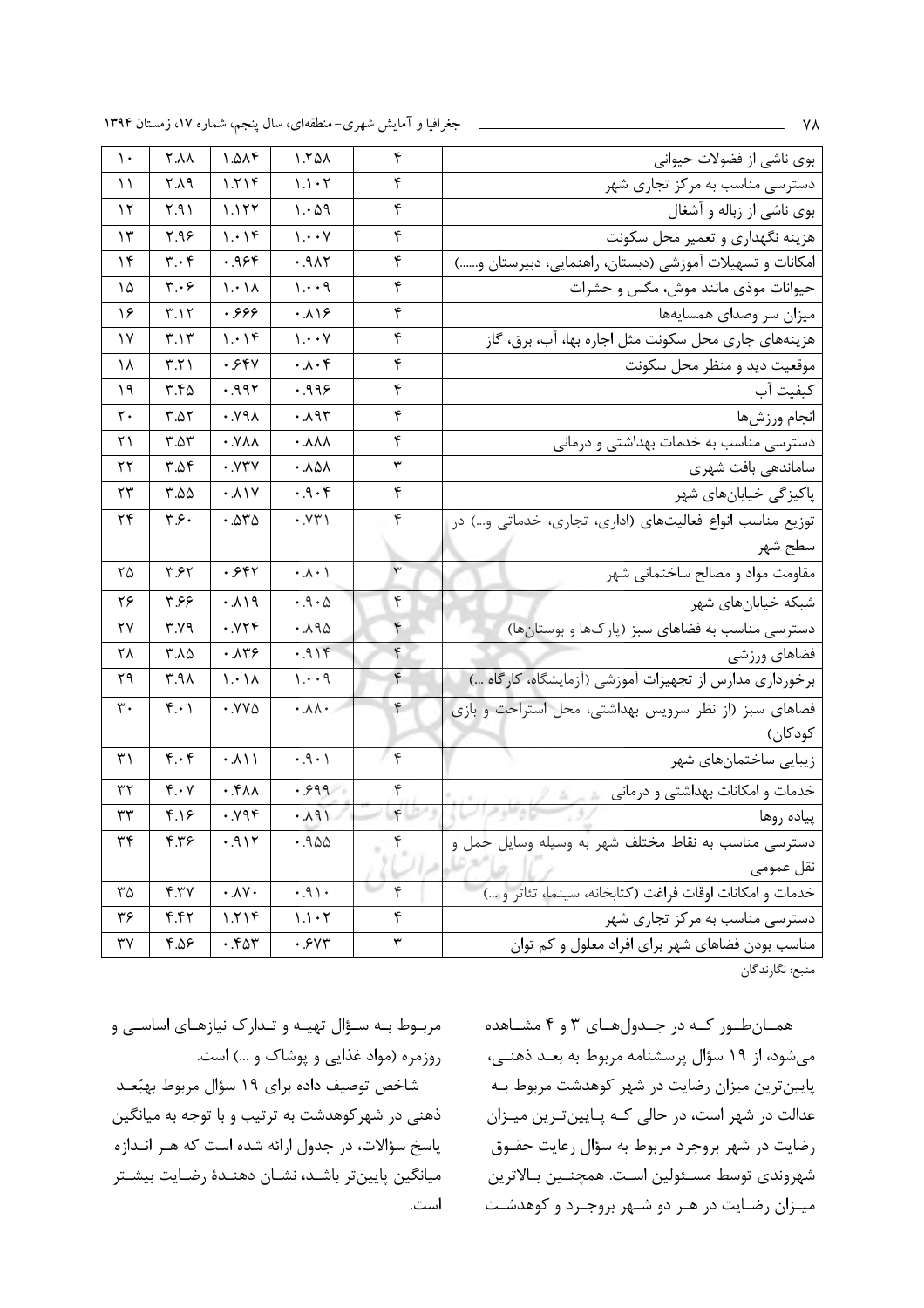| ۱۰ | ۲.۸۸ | ۱.۵۸۴ | ۱.۲۵۸ | ۴ | بوی ناشی از فضولات حیوانی |
|---|---|---|---|---|---|
| ۱۱ | ۲.۸۹ | ۱.۲۱۴ | ۱.۱۰۲ | ۴ | دسترسی مناسب به مرکز تجاری شهر |
| ۱۲ | ۲.۹۱ | ۱.۱۲۲ | ۱.۰۵۹ | ۴ | بوی ناشی از زباله و آشغال |
| ۱۳ | ۲.۹۶ | ۱.۰۱۴ | ۱.۰۰۷ | ۴ | هزینه نگهداری و تعمیر محل سکونت |
| ۱۴ | ۳.۰۴ | ۰.۹۶۴ | ۰.۹۸۲ | ۴ | امکانات و تسهیلات آموزشی (دبستان، راهنمایی، دبیرستان و......) |
| ۱۵ | ۳.۰۶ | ۱.۰۱۸ | ۱.۰۰۹ | ۴ | حیوانات موذی مانند موش، مگس و حشرات |
| ۱۶ | ۳.۱۲ | ۰.۶۶۶ | ۰.۸۱۶ | ۴ | میزان سر وصدای همسایه‌ها |
| ۱۷ | ۳.۱۳ | ۱.۰۱۴ | ۱.۰۰۷ | ۴ | هزینه‌های جاری محل سکونت مثل اجاره بها، آب، برق، گاز |
| ۱۸ | ۳.۲۱ | ۰.۶۴۷ | ۰.۸۰۴ | ۴ | موقعیت دید و منظر محل سکونت |
| ۱۹ | ۳.۴۵ | ۰.۹۹۲ | ۰.۹۹۶ | ۴ | کیفیت آب |
| ۲۰ | ۳.۵۲ | ۰.۷۹۸ | ۰.۸۹۳ | ۴ | انجام ورزش‌ها |
| ۲۱ | ۳.۵۳ | ۰.۷۸۸ | ۰.۸۸۸ | ۴ | دسترسی مناسب به خدمات بهداشتی و درمانی |
| ۲۲ | ۳.۵۴ | ۰.۷۳۷ | ۰.۸۵۸ | ۳ | ساماندهی بافت شهری |
| ۲۳ | ۳.۵۵ | ۰.۸۱۷ | ۰.۹۰۴ | ۴ | پاکیزگی خیابان‌های شهر |
| ۲۴ | ۳.۶۰ | ۰.۵۳۵ | ۰.۷۳۱ | ۴ | توزیع مناسب انواع فعالیت‌های (اداری، تجاری، خدماتی و...) در سطح شهر |
| ۲۵ | ۳.۶۲ | ۰.۶۴۲ | ۰.۸۰۱ | ۳ | مقاومت مواد و مصالح ساختمانی شهر |
| ۲۶ | ۳.۶۶ | ۰.۸۱۹ | ۰.۹۰۵ | ۴ | شبکه خیابان‌های شهر |
| ۲۷ | ۳.۷۹ | ۰.۷۲۴ | ۰.۸۹۵ | ۴ | دسترسی مناسب به فضاهای سبز (پارک‌ها و بوستان‌ها) |
| ۲۸ | ۳.۸۵ | ۰.۸۳۶ | ۰.۹۱۴ | ۴ | فضاهای ورزشی |
| ۲۹ | ۳.۹۸ | ۱.۰۱۸ | ۱.۰۰۹ | ۴ | برخورداری مدارس از تجهیزات آموزشی (آزمایشگاه، کارگاه ...) |
| ۳۰ | ۴.۰۱ | ۰.۷۷۵ | ۰.۸۸۰ | ۴ | فضاهای سبز (از نظر سرویس بهداشتی، محل استراحت و بازی کودکان) |
| ۳۱ | ۴.۰۴ | ۰.۸۱۱ | ۰.۹۰۱ | ۴ | زیبایی ساختمان‌های شهر |
| ۳۲ | ۴.۰۷ | ۰.۴۸۸ | ۰.۶۹۹ | ۴ | خدمات و امکانات بهداشتی و درمانی |
| ۳۳ | ۴.۱۶ | ۰.۷۹۴ | ۰.۸۹۱ | ۴ | پیاده روها |
| ۳۴ | ۴.۳۶ | ۰.۹۱۲ | ۰.۹۵۵ | ۴ | دسترسی مناسب به نقاط مختلف شهر به وسیله وسایل حمل و نقل عمومی |
| ۳۵ | ۴.۳۷ | ۰.۸۷۰ | ۰.۹۱۰ | ۴ | خدمات و امکانات اوقات فراغت (کتابخانه، سینما، تئاتر و ...) |
| ۳۶ | ۴.۴۲ | ۱.۲۱۴ | ۱.۱۰۲ | ۴ | دسترسی مناسب به مرکز تجاری شهر |
| ۳۷ | ۴.۵۶ | ۰.۴۵۳ | ۰.۶۷۳ | ۳ | مناسب بودن فضاهای شهر برای افراد معلول و کم توان |

منبع: نگارندگان

همان‌طور که در جدول‌های ۳ و ۴ مشاهده می‌شود، از ۱۹ سؤال پرسشنامه مربوط به بعد ذهنی، پایین‌ترین میزان رضایت در شهر کوهدشت مربوط به عدالت در شهر است، در حالی که پایین‌ترین میزان رضایت در شهر بروجرد مربوط به سؤال رعایت حقوق شهروندی توسط مسئولین است. همچنین بالاترین میزان رضایت در هر دو شهر بروجرد و کوهدشت مربوط به سؤال تهیه و تدارک نیازهای اساسی و روزمره (مواد غذایی و پوشاک و ...) است.

شاخص توصیف داده برای ۱۹ سؤال مربوط به‌بُعد ذهنی در شهرکوهدشت به ترتیب و با توجه به میانگین پاسخ سؤالات، در جدول ارائه شده است که هر اندازه میانگین پایین‌تر باشد، نشان دهندهٔ رضایت بیشتر است.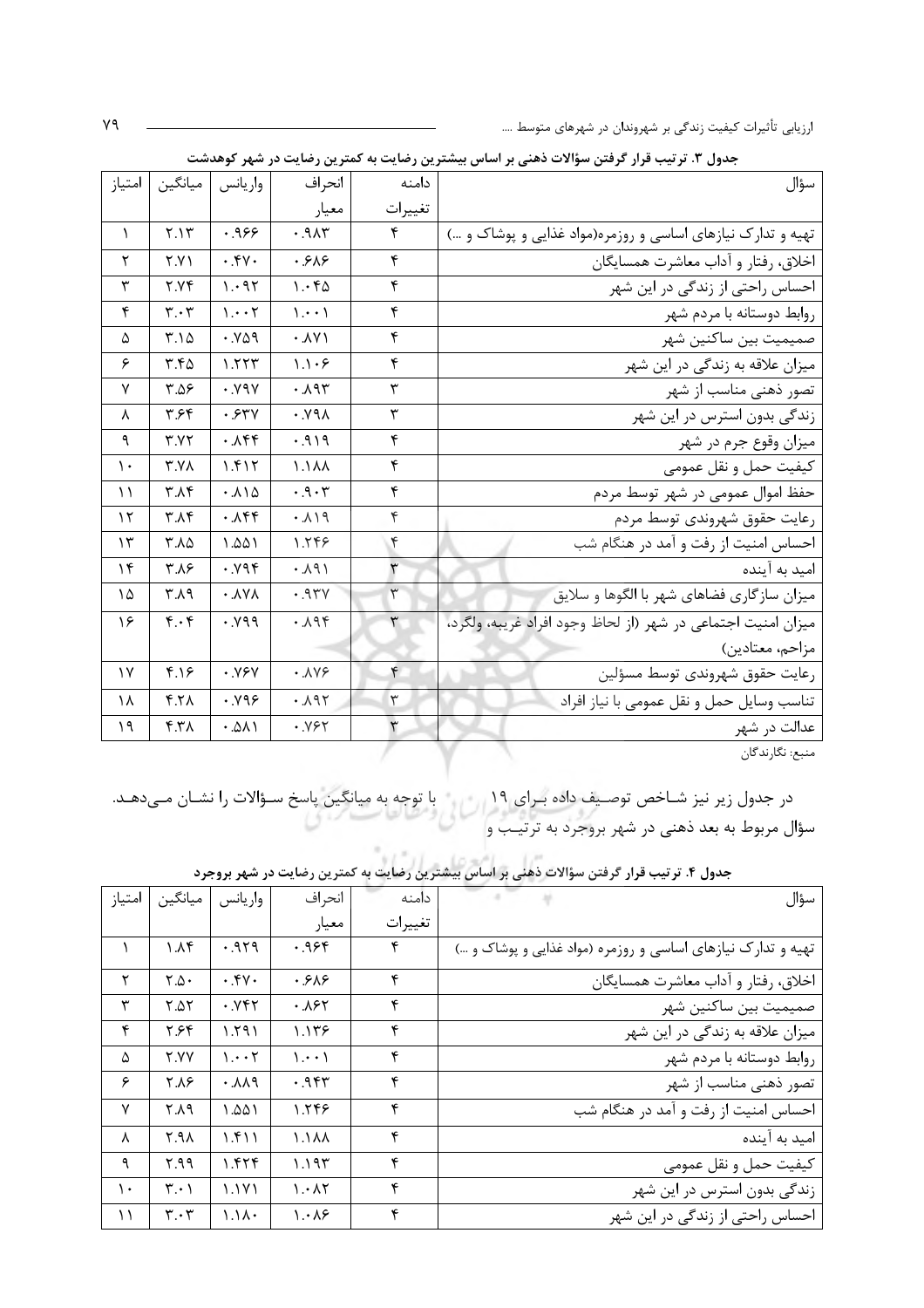**جدول ۳. ترتیب قرار گرفتن سؤالات ذهنی بر اساس بیشترین رضایت به کمترین رضایت در شهر کوهدشت**

| سؤال | دامنه تغییرات | انحراف معیار | واریانس | میانگین | امتیاز |
|---|---|---|---|---|---|
| تهیه و تدارک نیازهای اساسی و روزمره(مواد غذایی و پوشاک و ...) | ۴ | ۰.۹۸۳ | ۰.۹۶۶ | ۲.۱۳ | ۱ |
| اخلاق، رفتار و آداب معاشرت همسایگان | ۴ | ۰.۶۸۶ | ۰.۴۷۰ | ۲.۷۱ | ۲ |
| احساس راحتی از زندگی در این شهر | ۴ | ۱.۰۴۵ | ۱.۰۹۲ | ۲.۷۴ | ۳ |
| روابط دوستانه با مردم شهر | ۴ | ۱.۰۰۱ | ۱.۰۰۲ | ۳.۰۳ | ۴ |
| صمیمیت بین ساکنین شهر | ۴ | ۰.۸۷۱ | ۰.۷۵۹ | ۳.۱۵ | ۵ |
| میزان علاقه به زندگی در این شهر | ۴ | ۱.۱۰۶ | ۱.۲۲۳ | ۳.۴۵ | ۶ |
| تصور ذهنی مناسب از شهر | ۳ | ۰.۸۹۳ | ۰.۷۹۷ | ۳.۵۶ | ۷ |
| زندگی بدون استرس در این شهر | ۳ | ۰.۷۹۸ | ۰.۶۳۷ | ۳.۶۴ | ۸ |
| میزان وقوع جرم در شهر | ۴ | ۰.۹۱۹ | ۰.۸۴۴ | ۳.۷۲ | ۹ |
| کیفیت حمل و نقل عمومی | ۴ | ۱.۱۸۸ | ۱.۴۱۲ | ۳.۷۸ | ۱۰ |
| حفظ اموال عمومی در شهر توسط مردم | ۴ | ۰.۹۰۳ | ۰.۸۱۵ | ۳.۸۴ | ۱۱ |
| رعایت حقوق شهروندی توسط مردم | ۴ | ۰.۸۱۹ | ۰.۸۴۴ | ۳.۸۴ | ۱۲ |
| احساس امنیت از رفت و آمد در هنگام شب | ۴ | ۱.۲۴۶ | ۱.۵۵۱ | ۳.۸۵ | ۱۳ |
| امید به آینده | ۳ | ۰.۸۹۱ | ۰.۷۹۴ | ۳.۸۶ | ۱۴ |
| میزان سازگاری فضاهای شهر با الگوها و سلایق | ۳ | ۰.۹۳۷ | ۰.۸۷۸ | ۳.۸۹ | ۱۵ |
| میزان امنیت اجتماعی در شهر (از لحاظ وجود افراد غریبه، ولگرد، مزاحم، معتادین) | ۳ | ۰.۸۹۴ | ۰.۷۹۹ | ۴.۰۴ | ۱۶ |
| رعایت حقوق شهروندی توسط مسؤلین | ۴ | ۰.۸۷۶ | ۰.۷۶۷ | ۴.۱۶ | ۱۷ |
| تناسب وسایل حمل و نقل عمومی با نیاز افراد | ۳ | ۰.۸۹۲ | ۰.۷۹۶ | ۴.۲۸ | ۱۸ |
| عدالت در شهر | ۳ | ۰.۷۶۲ | ۰.۵۸۱ | ۴.۳۸ | ۱۹ |

منبع: نگارندگان

در جدول زیر نیز شاخص توصیف داده برای ۱۹ سؤال مربوط به بعد ذهنی در شهر بروجرد به ترتیب و با توجه به میانگین پاسخ سؤالات را نشان می‌دهد.

**جدول ۴. ترتیب قرار گرفتن سؤالات ذهنی بر اساس بیشترین رضایت به کمترین رضایت در شهر بروجرد**

| سؤال | دامنه تغییرات | انحراف معیار | واریانس | میانگین | امتیاز |
|---|---|---|---|---|---|
| تهیه و تدارک نیازهای اساسی و روزمره (مواد غذایی و پوشاک و ...) | ۴ | ۰.۹۶۴ | ۰.۹۲۹ | ۱.۸۴ | ۱ |
| اخلاق، رفتار و آداب معاشرت همسایگان | ۴ | ۰.۶۸۶ | ۰.۴۷۰ | ۲.۵۰ | ۲ |
| صمیمیت بین ساکنین شهر | ۴ | ۰.۸۶۲ | ۰.۷۴۲ | ۲.۵۲ | ۳ |
| میزان علاقه به زندگی در این شهر | ۴ | ۱.۱۳۶ | ۱.۲۹۱ | ۲.۶۴ | ۴ |
| روابط دوستانه با مردم شهر | ۴ | ۱.۰۰۱ | ۱.۰۰۲ | ۲.۷۷ | ۵ |
| تصور ذهنی مناسب از شهر | ۴ | ۰.۹۴۳ | ۰.۸۸۹ | ۲.۸۶ | ۶ |
| احساس امنیت از رفت و آمد در هنگام شب | ۴ | ۱.۲۴۶ | ۱.۵۵۱ | ۲.۸۹ | ۷ |
| امید به آینده | ۴ | ۱.۱۸۸ | ۱.۴۱۱ | ۲.۹۸ | ۸ |
| کیفیت حمل و نقل عمومی | ۴ | ۱.۱۹۳ | ۱.۴۲۴ | ۲.۹۹ | ۹ |
| زندگی بدون استرس در این شهر | ۴ | ۱.۰۸۲ | ۱.۱۷۱ | ۳.۰۱ | ۱۰ |
| احساس راحتی از زندگی در این شهر | ۴ | ۱.۰۸۶ | ۱.۱۸۰ | ۳.۰۳ | ۱۱ |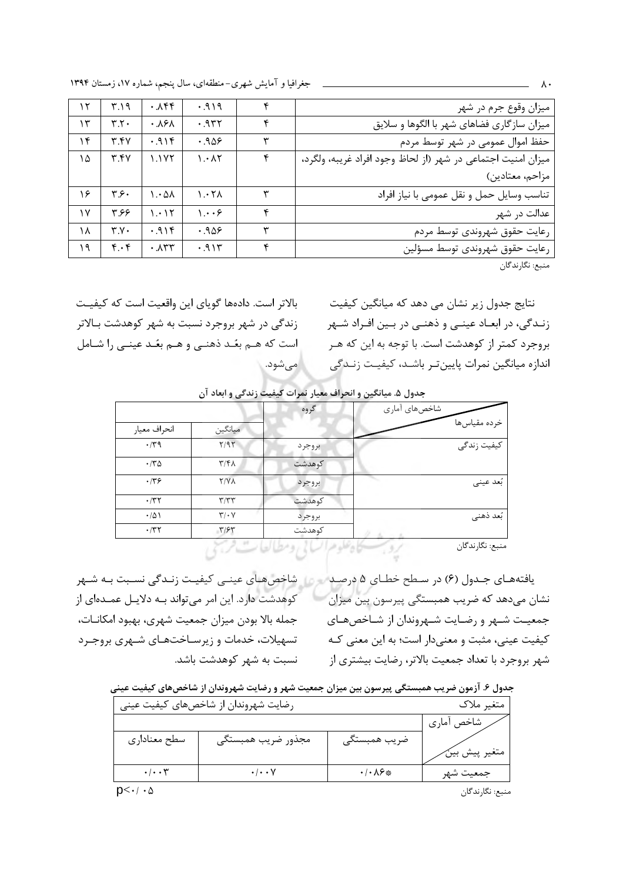| | | | | | |
|---|---|---|---|---|---|
| میزان وقوع جرم در شهر | ۴ | ۰.۹۱۹ | ۰.۸۴۴ | ۳.۱۹ | ۱۲ |
| میزان سازگاری فضاهای شهر با الگوها و سلایق | ۴ | ۰.۹۳۲ | ۰.۸۶۸ | ۳.۲۰ | ۱۳ |
| حفظ اموال عمومی در شهر توسط مردم | ۳ | ۰.۹۵۶ | ۰.۹۱۴ | ۳.۴۷ | ۱۴ |
| میزان امنیت اجتماعی در شهر (از لحاظ وجود افراد غریبه، ولگرد، مزاحم، معتادین) | ۴ | ۱.۰۸۲ | ۱.۱۷۲ | ۳.۴۷ | ۱۵ |
| تناسب وسایل حمل و نقل عمومی با نیاز افراد | ۳ | ۱.۰۲۸ | ۱.۰۵۸ | ۳.۶۰ | ۱۶ |
| عدالت در شهر | ۴ | ۱.۰۰۶ | ۱.۰۱۲ | ۳.۶۶ | ۱۷ |
| رعایت حقوق شهروندی توسط مردم | ۳ | ۰.۹۵۶ | ۰.۹۱۴ | ۳.۷۰ | ۱۸ |
| رعایت حقوق شهروندی توسط مسؤلین | ۴ | ۰.۹۱۳ | ۰.۸۳۳ | ۴.۰۴ | ۱۹ |

منبع: نگارندگان

نتایج جدول زیر نشان می دهد که میانگین کیفیت زندگی، در ابعاد عینی و ذهنی در بین افراد شهر بروجرد کمتر از کوهدشت است. با توجه به این که هر اندازه میانگین نمرات پایین‌تر باشد، کیفیت زندگی بالاتر است. داده‌ها گویای این واقعیت است که کیفیت زندگی در شهر بروجرد نسبت به شهر کوهدشت بالاتر است که هم بعُد ذهنی و هم بعُد عینی را شامل می‌شود.

**جدول ۵. میانگین و انحراف معیار نمرات کیفیت زندگی و ابعاد آن**

| خرده مقیاس‌ها / شاخص‌های آماری | گروه | میانگین | انحراف معیار |
|---|---|---|---|
| کیفیت زندگی | بروجرد | ۲/۹۲ | ۰/۳۹ |
| | کوهدشت | ۳/۴۸ | ۰/۳۵ |
| بُعد عینی | بروجرد | ۲/۷۸ | ۰/۳۶ |
| | کوهدشت | ۳/۳۳ | ۰/۳۲ |
| بُعد ذهنی | بروجرد | ۳/۰۷ | ۰/۵۱ |
| | کوهدشت | ۳/۶۳ | ۰/۳۲ |

منبع: نگارندگان

یافته‌های جدول (۶) در سطح خطای ۵ درصد نشان می‌دهد که ضریب همبستگی پیرسون بین میزان جمعیت شهر و رضایت شهروندان از شاخص‌های کیفیت عینی، مثبت و معنی‌دار است؛ به این معنی که شهر بروجرد با تعداد جمعیت بالاتر، رضایت بیشتری از شاخص‌های عینی کیفیت زندگی نسبت به شهر کوهدشت دارد. این امر می‌تواند به دلایل عمده‌ای از جمله بالا بودن میزان جمعیت شهری، بهبود امکانات، تسهیلات، خدمات و زیرساخت‌های شهری بروجرد نسبت به شهر کوهدشت باشد.

**جدول ۶. آزمون ضریب همبستگی پیرسون بین میزان جمعیت شهر و رضایت شهروندان از شاخص‌های کیفیت عینی**

| متغیر ملاک | رضایت شهروندان از شاخص‌های کیفیت عینی | | |
|---|---|---|---|
| متغیر پیش بین / شاخص آماری | ضریب همبستگی | مجذور ضریب همبستگی | سطح معناداری |
| جمعیت شهر | ۰/۰۸۶* | ۰/۰۰۷ | ۰/۰۰۳ |

$p<0/05$

منبع: نگارندگان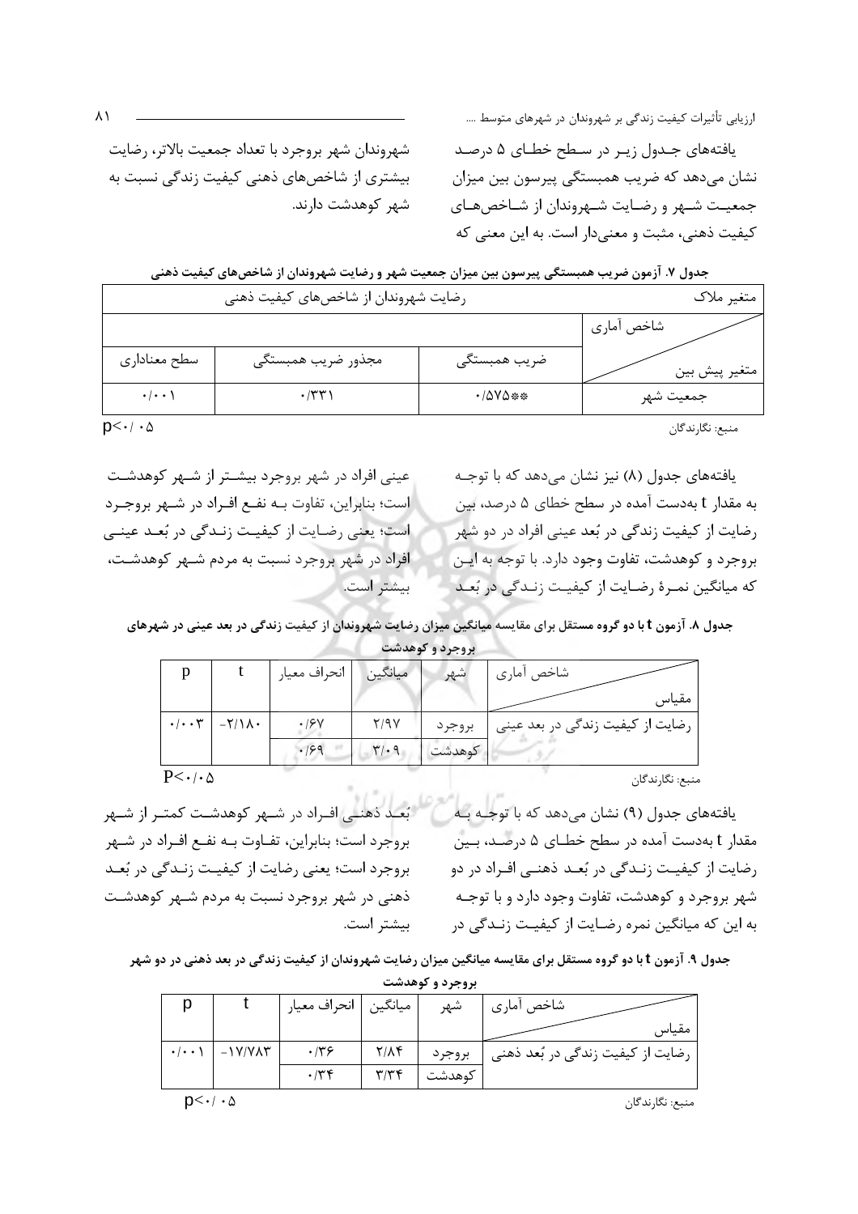یافته‌های جدول زیر در سطح خطای ۵ درصد نشان می‌دهد که ضریب همبستگی پیرسون بین میزان جمعیت شهر و رضایت شهروندان از شاخص‌های کیفیت ذهنی، مثبت و معنی‌دار است. به این معنی که شهروندان شهر بروجرد با تعداد جمعیت بالاتر، رضایت بیشتری از شاخص‌های ذهنی کیفیت زندگی نسبت به شهر کوهدشت دارند.

**جدول ۷. آزمون ضریب همبستگی پیرسون بین میزان جمعیت شهر و رضایت شهروندان از شاخص‌های کیفیت ذهنی**

| متغیر ملاک | رضایت شهروندان از شاخص‌های کیفیت ذهنی | | |
|---|---|---|---|
| شاخص آماری / متغیر پیش بین | ضریب همبستگی | مجذور ضریب همبستگی | سطح معناداری |
| جمعیت شهر | ۰/۵۷۵** | ۰/۳۳۱ | ۰/۰۰۱ |

منبع: نگارندگان $p<0/05$

یافته‌های جدول (۸) نیز نشان می‌دهد که با توجه به مقدار t به‌دست آمده در سطح خطای ۵ درصد، بین رضایت از کیفیت زندگی در بُعد عینی افراد در دو شهر بروجرد و کوهدشت، تفاوت وجود دارد. با توجه به این که میانگین نمرهٔ رضایت از کیفیت زندگی در بُعد عینی افراد در شهر بروجرد بیشتر از شهر کوهدشت است؛ بنابراین، تفاوت به نفع افراد در شهر بروجرد است؛ یعنی رضایت از کیفیت زندگی در بُعد عینی افراد در شهر بروجرد نسبت به مردم شهر کوهدشت، بیشتر است.

**جدول ۸. آزمون t با دو گروه مستقل برای مقایسه میانگین میزان رضایت شهروندان از کیفیت زندگی در بعد عینی در شهرهای بروجرد و کوهدشت**

| شاخص آماری / مقیاس | شهر | میانگین | انحراف معیار | t | p |
|---|---|---|---|---|---|
| رضایت از کیفیت زندگی در بعد عینی | بروجرد | ۲/۹۷ | ۰/۶۷ | -۲/۱۸۰ | ۰/۰۰۳ |
| | کوهدشت | ۳/۰۹ | ۰/۶۹ | | |

منبع: نگارندگان $P<0/05$

یافته‌های جدول (۹) نشان می‌دهد که با توجه به مقدار t به‌دست آمده در سطح خطای ۵ درصد، بین رضایت از کیفیت زندگی در بُعد ذهنی افراد در دو شهر بروجرد و کوهدشت، تفاوت وجود دارد و با توجه به این که میانگین نمره رضایت از کیفیت زندگی در بُعد ذهنی افراد در شهر کوهدشت کمتر از شهر بروجرد است؛ بنابراین، تفاوت به نفع افراد در شهر بروجرد است؛ یعنی رضایت از کیفیت زندگی در بُعد ذهنی در شهر بروجرد نسبت به مردم شهر کوهدشت بیشتر است.

**جدول ۹. آزمون t با دو گروه مستقل برای مقایسه میانگین میزان رضایت شهروندان از کیفیت زندگی در بعد ذهنی در دو شهر بروجرد و کوهدشت**

| شاخص آماری / مقیاس | شهر | میانگین | انحراف معیار | t | p |
|---|---|---|---|---|---|
| رضایت از کیفیت زندگی در بُعد ذهنی | بروجرد | ۲/۸۴ | ۰/۳۶ | -۱۷/۷۸۳ | ۰/۰۰۱ |
| | کوهدشت | ۳/۳۴ | ۰/۳۴ | | |

منبع: نگارندگان $p<0/05$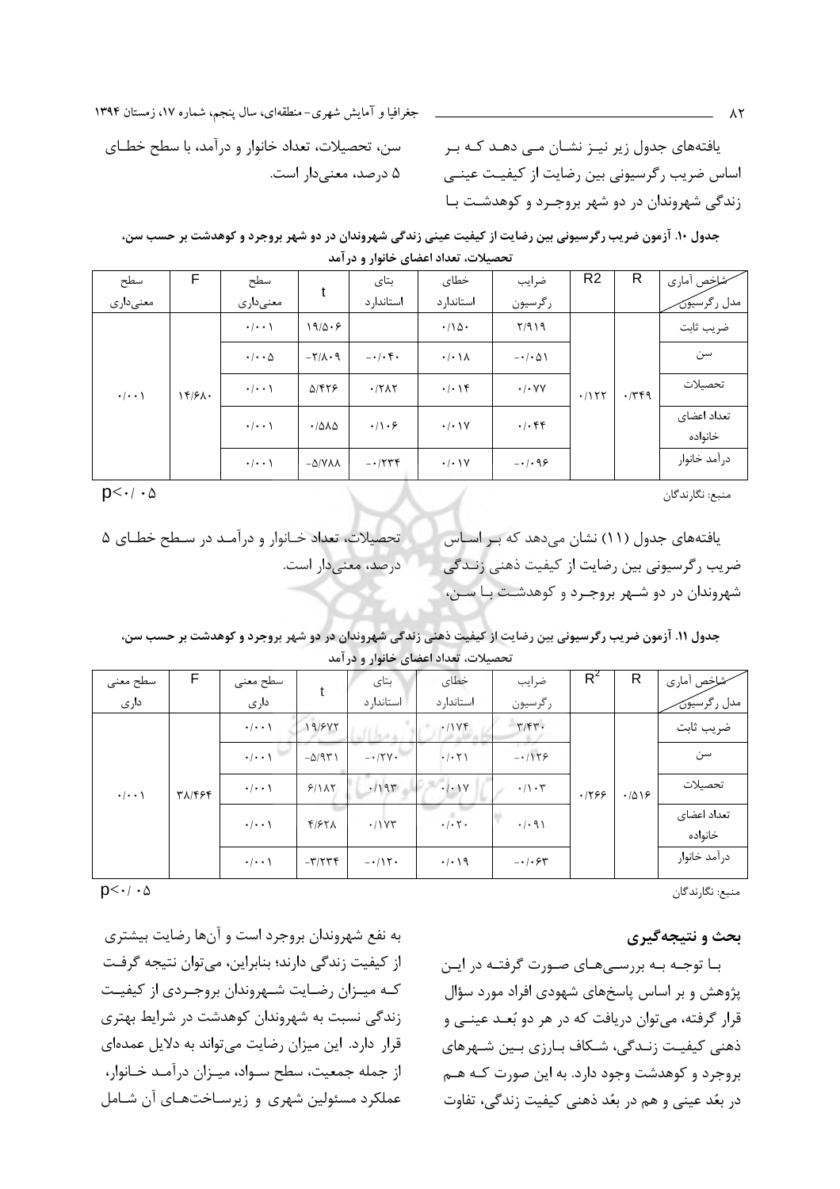یافته‌های جدول زیر نیز نشان می دهد که بر اساس ضریب رگرسیونی بین رضایت از کیفیت عینی زندگی شهروندان در دو شهر بروجرد و کوهدشت با سن، تحصیلات، تعداد خانوار و درآمد، با سطح خطای ۵ درصد، معنی‌دار است.

**جدول ۱۰. آزمون ضریب رگرسیونی بین رضایت از کیفیت عینی زندگی شهروندان در دو شهر بروجرد و کوهدشت بر حسب سن، تحصیلات، تعداد اعضای خانوار و درآمد**

| شاخص آماری / مدل رگرسیون | R | R2 | ضرایب رگرسیون | خطای استاندارد | بتای استاندارد | t | سطح معنی‌داری | F | سطح معنی‌داری |
|---|---|---|---|---|---|---|---|---|---|
| ضریب ثابت | ۰/۳۴۹ | ۰/۱۲۲ | ۲/۹۱۹ | ۰/۱۵۰ | | ۱۹/۵۰۶ | ۰/۰۰۱ | ۱۴/۶۸۰ | ۰/۰۰۱ |
| سن | | | -۰/۰۵۱ | ۰/۰۱۸ | -۰/۰۴۰ | -۲/۸۰۹ | ۰/۰۰۵ | | |
| تحصیلات | | | ۰/۰۷۷ | ۰/۰۱۴ | ۰/۲۸۲ | ۵/۴۲۶ | ۰/۰۰۱ | | |
| تعداد اعضای خانواده | | | ۰/۰۴۴ | ۰/۰۱۷ | ۰/۱۰۶ | ۰/۵۸۵ | ۰/۰۰۱ | | |
| درآمد خانوار | | | -۰/۰۹۶ | ۰/۰۱۷ | -۰/۲۳۴ | -۵/۷۸۸ | ۰/۰۰۱ | | |

منبع: نگارندگان

$p<0.05$

یافته‌های جدول (۱۱) نشان می‌دهد که بر اساس ضریب رگرسیونی بین رضایت از کیفیت ذهنی زندگی شهروندان در دو شهر بروجرد و کوهدشت با سن، تحصیلات، تعداد خانوار و درآمد در سطح خطای ۵ درصد، معنی‌دار است.

**جدول ۱۱. آزمون ضریب رگرسیونی بین رضایت از کیفیت ذهنی زندگی شهروندان در دو شهر بروجرد و کوهدشت بر حسب سن، تحصیلات، تعداد اعضای خانوار و درآمد**

| شاخص آماری / مدل رگرسیون | R | $R^2$ | ضرایب رگرسیون | خطای استاندارد | بتای استاندارد | t | سطح معنی داری | F | سطح معنی داری |
|---|---|---|---|---|---|---|---|---|---|
| ضریب ثابت | ۰/۵۱۶ | ۰/۲۶۶ | ۳/۴۳۰ | ۰/۱۷۴ | | ۱۹/۶۷۲ | ۰/۰۰۱ | ۳۸/۴۶۴ | ۰/۰۰۱ |
| سن | | | -۰/۱۲۶ | ۰/۰۲۱ | -۰/۲۷۰ | -۵/۹۳۱ | ۰/۰۰۱ | | |
| تحصیلات | | | ۰/۱۰۳ | ۰/۰۱۷ | ۰/۱۹۳ | ۶/۱۸۲ | ۰/۰۰۱ | | |
| تعداد اعضای خانواده | | | ۰/۰۹۱ | ۰/۰۲۰ | ۰/۱۷۳ | ۴/۶۲۸ | ۰/۰۰۱ | | |
| درآمد خانوار | | | -۰/۰۶۳ | ۰/۰۱۹ | -۰/۱۲۰ | -۳/۲۳۴ | ۰/۰۰۱ | | |

منبع: نگارندگان

$p<0.05$

## بحث و نتیجه‌گیری

با توجه به بررسی‌های صورت گرفته در این پژوهش و بر اساس پاسخ‌های شهودی افراد مورد سؤال قرار گرفته، می‌توان دریافت که در هر دو بُعد عینی و ذهنی کیفیت زندگی، شکاف بارزی بین شهرهای بروجرد و کوهدشت وجود دارد. به این صورت که هم در بعُد عینی و هم در بعُد ذهنی کیفیت زندگی، تفاوت به نفع شهروندان بروجرد است و آن‌ها رضایت بیشتری از کیفیت زندگی دارند؛ بنابراین، می‌توان نتیجه گرفت که میزان رضایت شهروندان بروجردی از کیفیت زندگی نسبت به شهروندان کوهدشت در شرایط بهتری قرار دارد. این میزان رضایت می‌تواند به دلایل عمده‌ای از جمله جمعیت، سطح سواد، میزان درآمد خانوار، عملکرد مسئولین شهری و زیرساخت‌های آن شامل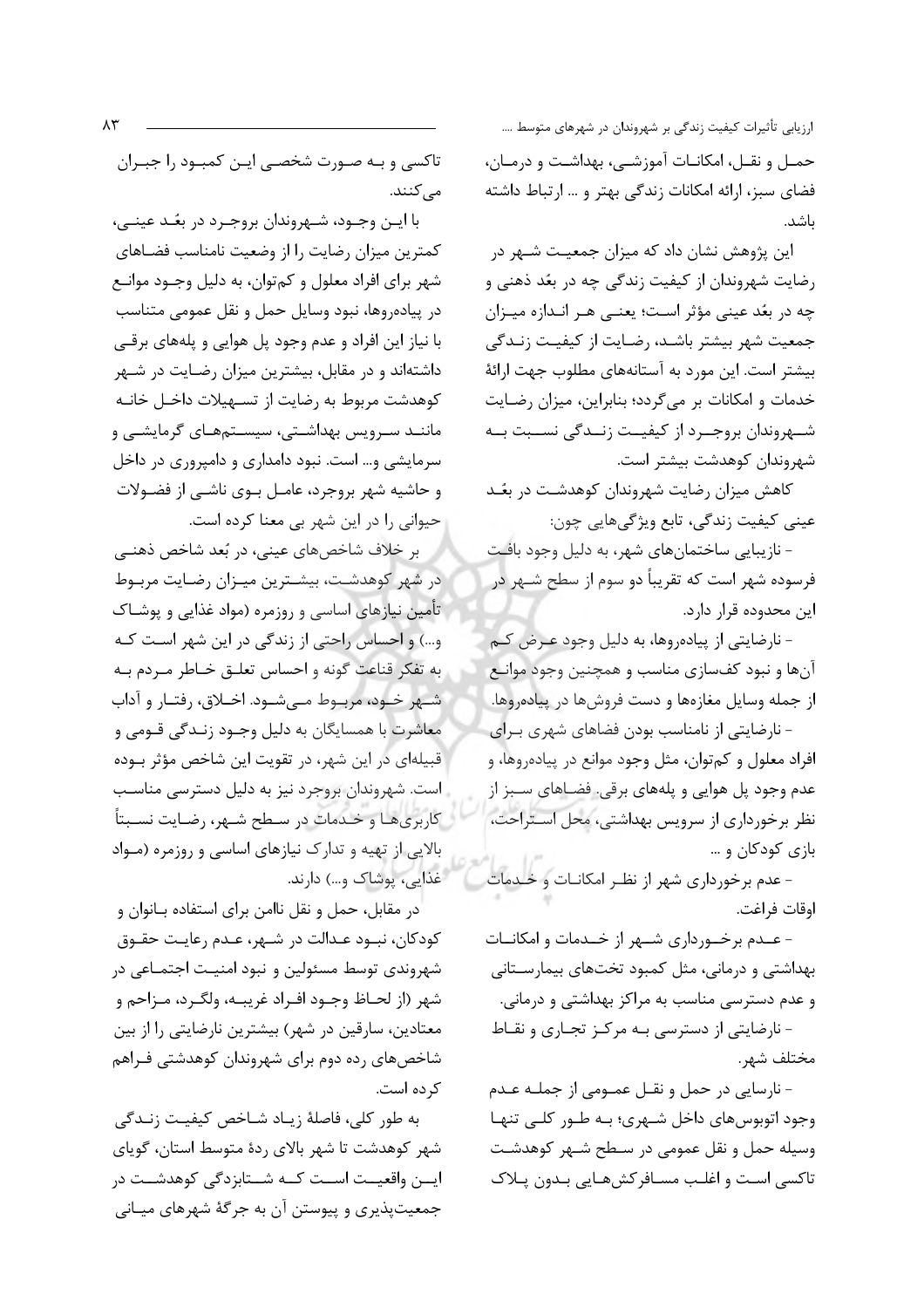حمـل و نقـل، امکانـات آموزشـی، بهداشـت و درمـان، فضای سبز، ارائه امکانات زندگی بهتر و ... ارتباط داشته باشد.

این پژوهش نشان داد که میزان جمعیـت شـهر در رضایت شهروندان از کیفیت زندگی چه در بعُد ذهنی و چه در بعُد عینی مؤثر اسـت؛ یعنـی هـر انـدازه میـزان جمعیت شهر بیشتر باشـد، رضـایت از کیفیـت زنـدگی بیشتر است. این مورد به آستانه‌های مطلوب جهت ارائهٔ خدمات و امکانات بر می‌گردد؛ بنابراین، میزان رضـایت شـهروندان بروجـرد از کیفیـت زنـدگی نسـبت بـه شهروندان کوهدشت بیشتر است.

کاهش میزان رضایت شهروندان کوهدشـت در بعُـد عینی کیفیت زندگی، تابع ویژگی‌هایی چون:

- نازیبایی ساختمان‌های شهر، به دلیل وجود بافـت فرسوده شهر است که تقریباً دو سوم از سطح شـهر در این محدوده قرار دارد.
- نارضایتی از پیاده‌روها، به دلیل وجود عـرض کـم آن‌ها و نبود کف‌سازی مناسب و همچنین وجود موانـع از جمله وسایل مغازه‌ها و دست فروش‌ها در پیاده‌روها.
- نارضایتی از نامناسب بودن فضاهای شهری بـرای افراد معلول و کم‌توان، مثل وجود موانع در پیاده‌روها، و عدم وجود پل هوایی و پله‌های برقی. فضـاهای سـبز از نظر برخورداری از سرویس بهداشتی، محل اسـتراحت، بازی کودکان و ...
- عدم برخورداری شهر از نظـر امکانـات و خـدمات اوقات فراغت.
- عـدم برخـورداری شـهر از خـدمات و امکانـات بهداشتی و درمانی، مثل کمبود تخت‌های بیمارسـتانی و عدم دسترسی مناسب به مراکز بهداشتی و درمانی.
- نارضایتی از دسترسی بـه مرکـز تجـاری و نقـاط مختلف شهر.
- نارسایی در حمل و نقـل عمـومی از جملـه عـدم وجود اتوبوس‌های داخل شـهری؛ بـه طـور کلـی تنهـا وسیله حمل و نقل عمومی در سـطح شـهر کوهدشـت تاکسی اسـت و اغلـب مسـافرکش‌هـایی بـدون پـلاک تاکسی و بـه صـورت شخصـی ایـن کمبـود را جبـران می‌کنند.

با ایـن وجـود، شـهروندان بروجـرد در بعُـد عینـی، کمترین میزان رضایت را از وضعیت نامناسب فضـاهای شهر برای افراد معلول و کم‌توان، به دلیل وجـود موانـع در پیاده‌روها، نبود وسایل حمل و نقل عمومی متناسب با نیاز این افراد و عدم وجود پل هوایی و پله‌های برقـی داشته‌اند و در مقابل، بیشترین میزان رضـایت در شـهر کوهدشت مربوط به رضایت از تسـهیلات داخـل خانـه ماننـد سـرویس بهداشـتی، سیسـتم‌هـای گرمایشـی و سرمایشی و... است. نبود دامداری و دامپروری در داخل و حاشیه شهر بروجرد، عامـل بـوی ناشـی از فضـولات حیوانی را در این شهر بی معنا کرده است.

بر خلاف شاخص‌های عینی، در بُعد شاخص ذهنـی در شهر کوهدشـت، بیشـترین میـزان رضـایت مربـوط تأمین نیازهای اساسی و روزمره (مواد غذایی و پوشـاک و...) و احساس راحتی از زندگی در این شهر اسـت کـه به تفکر قناعت گونه و احساس تعلـق خـاطر مـردم بـه شـهر خـود، مربـوط مـی‌شـود. اخـلاق، رفتـار و آداب معاشرت با همسایگان به دلیل وجـود زنـدگی قـومی و قبیله‌ای در این شهر، در تقویت این شاخص مؤثر بـوده است. شهروندان بروجرد نیز به دلیل دسترسی مناسـب کاربری‌هـا و خـدمات در سـطح شـهر، رضـایت نسـبتاً بالایی از تهیه و تدارک نیازهای اساسی و روزمره (مـواد غذایی، پوشاک و...) دارند.

در مقابل، حمل و نقل ناامن برای استفاده بـانوان و کودکان، نبـود عـدالت در شـهر، عـدم رعایـت حقـوق شهروندی توسط مسئولین و نبود امنیـت اجتمـاعی در شهر (از لحـاظ وجـود افـراد غریبـه، ولگـرد، مـزاحم و معتادین، سارقین در شهر) بیشترین نارضایتی را از بین شاخص‌های رده دوم برای شهروندان کوهدشتی فـراهم کرده است.

به طور کلی، فاصلهٔ زیـاد شـاخص کیفیـت زنـدگی شهر کوهدشت تا شهر بالای ردهٔ متوسط استان، گویای ایـن واقعیـت اسـت کـه شـتابزدگی کوهدشـت در جمعیت‌پذیری و پیوستن آن به جرگهٔ شهرهای میـانی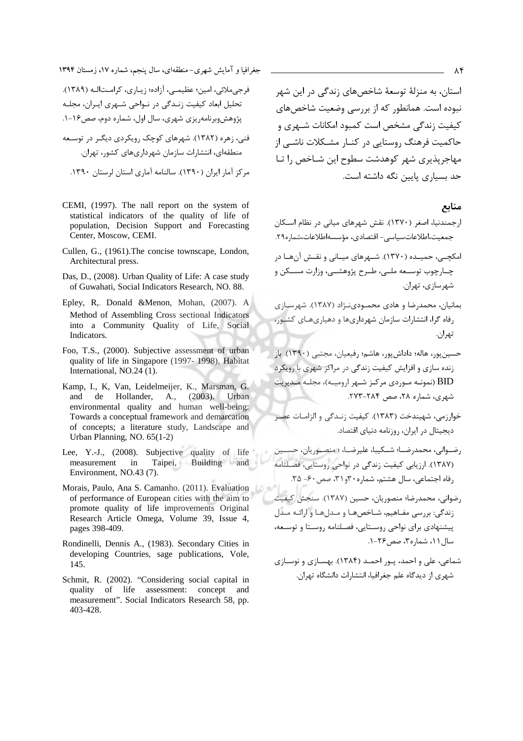استان، به منزلهٔ توسعهٔ شاخص‌های زندگی در این شهر نبوده است. همانطور که از بررسی وضعیت شاخص‌های کیفیت زندگی مشخص است کمبود امکانات شهری و حاکمیت فرهنگ روستایی در کنار مشکلات ناشی از مهاجرپذیری شهر کوهدشت سطوح این شاخص را تا حد بسیاری پایین نگه داشته است.

## منابع

ارجمندنیا، اصغر (۱۳۷۰). نقش شهرهای میانی در نظام اسکان جمعیت،اطلاعات‌سیاسی- اقتصادی، مؤسسه‌اطلاعات،شماره۲۹.

امکچی، حمیده (۱۳۷۰). شهرهای میانی و نقش آن‌ها در چارچوب توسعه ملی، طرح پژوهشی، وزارت مسکن و شهرسازی، تهران.

بمانیان، محمدرضا و هادی محمودی‌نژاد (۱۳۸۷). شهرسازی رفاه گرا، انتشارات سازمان شهرداری‌ها و دهیاری‌های کشور، تهران.

حسین‌پور، هاله؛ داداش‌پور، هاشم؛ رفیعیان، مجتبی (۱۳۹۰). باز زنده سازی و افزایش کیفیت زندگی در مراکز شهری با رویکرد BID (نمونه موردی مرکز شهر ارومیه)، مجله مدیریت شهری، شماره ۲۸، صص ۲۸۴-۲۷۳.

خوارزمی، شهیندخت (۱۳۸۳). کیفیت زندگی و الزامات عصر دیجیتال در ایران، روزنامه دنیای اقتصاد.

رضوانی، محمدرضا؛ شکیبا، علیرضا، ؛ منصوریان، حسین (۱۳۸۷). ارزیابی کیفیت زندگی در نواحی روستایی، فصلنامه رفاه اجتماعی، سال هشتم، شماره ۳۰و۳۱، صص ۶۰- ۳۵.

رضوانی، محمدرضا؛ منصوریان، حسین (۱۳۸۷). سنجش کیفیت زندگی: بررسی مفاهیم، شاخص‌ها و مدل‌ها و ارائه مدل پیشنهادی برای نواحی روستایی، فصلنامه روستا و توسعه، سال ۱۱، شماره۳، صص۲۶-۱.

شماعی، علی و احمد، پور احمد (۱۳۸۴). بهسازی و نوسازی شهری از دیدگاه علم جغرافیا، انتشارات دانشگاه تهران.

فرجی‌ملائی، امین؛ عظیمی، آزاده؛ زیاری، کرامت‌اله (۱۳۸۹). تحلیل ابعاد کیفیت زندگی در نواحی شهری ایران، مجله پژوهش‌وبرنامه‌ریزی شهری، سال اول، شماره دوم، صص۱۶-۱.

فنی، زهره (۱۳۸۲). شهرهای کوچک رویکردی دیگر در توسعه منطقه‌ای، انتشارات سازمان شهرداری‌های کشور، تهران.

مرکز آمار ایران (۱۳۹۰). سالنامه آماری استان لرستان ۱۳۹۰.

CEMI, (1997). The nall report on the system of statistical indicators of the quality of life of population, Decision Support and Forecasting Center, Moscow, CEMI.

Cullen, G., (1961).The concise townscape, London, Architectural press.

Das, D., (2008). Urban Quality of Life: A case study of Guwahati, Social Indicators Research, NO. 88.

Epley, R,. Donald &Menon, Mohan, (2007). A Method of Assembling Cross sectional Indicators into a Community Quality of Life, Social Indicators.

Foo, T.S., (2000). Subjective assessment of urban quality of life in Singapore (1997- 1998), Habitat International, NO.24 (1).

Kamp, I., K, Van, Leidelmeijer, K., Marsman, G. and de Hollander, A., (2003). Urban environmental quality and human well-being: Towards a conceptual framework and demarcation of concepts; a literature study, Landscape and Urban Planning, NO. 65(1-2)

Lee, Y.-J., (2008). Subjective quality of life measurement in Taipei, Building and Environment, NO.43 (7).

Morais, Paulo, Ana S. Camanho. (2011). Evaluation of performance of European cities with the aim to promote quality of life improvements Original Research Article Omega, Volume 39, Issue 4, pages 398-409.

Rondinelli, Dennis A., (1983). Secondary Cities in developing Countries, sage publications, Vole, 145.

Schmit, R. (2002). "Considering social capital in quality of life assessment: concept and measurement". Social Indicators Research 58, pp. 403-428.